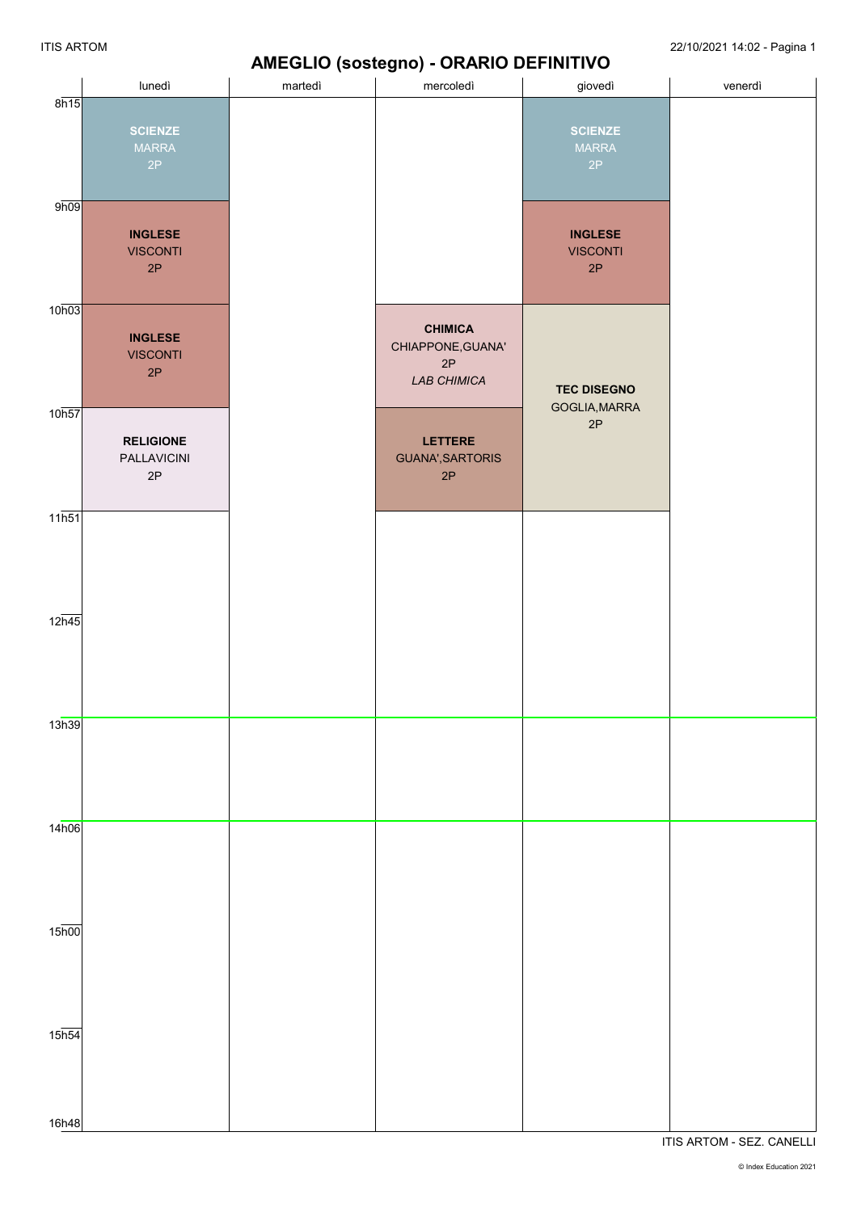# AMEGLIO (sostegno) - ORARIO DEFINITIVO

| | lunedì | martedì | mercoledì | giovedì | venerdì |
|---|---|---|---|---|---|
| 8h15 | **SCIENZE** MARRA 2P | | | **SCIENZE** MARRA 2P | |
| 9h09 | **INGLESE** VISCONTI 2P | | | **INGLESE** VISCONTI 2P | |
| 10h03 | **INGLESE** VISCONTI 2P | | **CHIMICA** CHIAPPONE,GUANA' 2P *LAB CHIMICA* | **TEC DISEGNO** GOGLIA,MARRA 2P | |
| 10h57 | **RELIGIONE** PALLAVICINI 2P | | **LETTERE** GUANA',SARTORIS 2P | **TEC DISEGNO** GOGLIA,MARRA 2P | |
| 11h51 | | | | | |
| 12h45 | | | | | |
| 13h39 | | | | | |
| 14h06 | | | | | |
| 15h00 | | | | | |
| 15h54 | | | | | |
| 16h48 | | | | | |

ITIS ARTOM - SEZ. CANELLI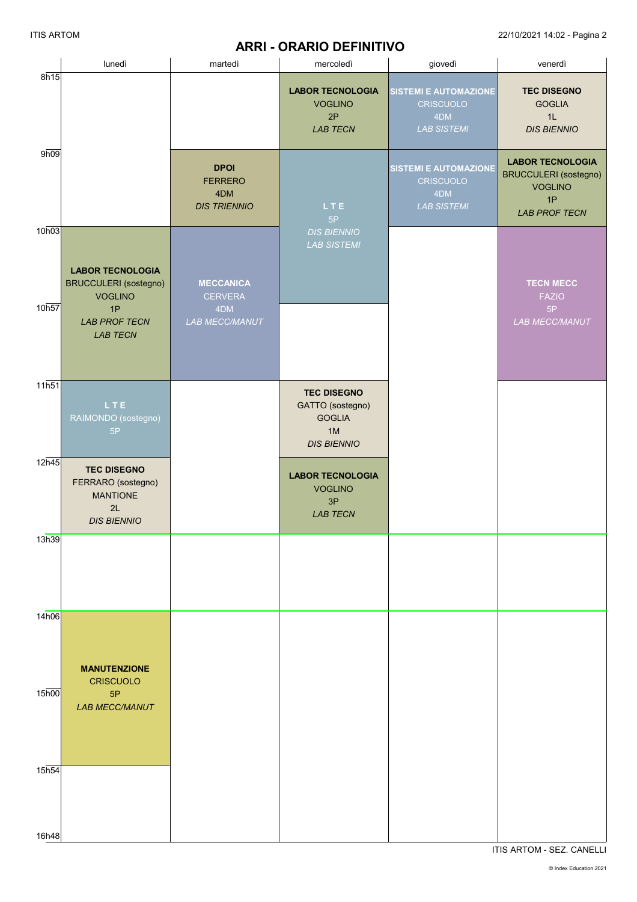# ARRI - ORARIO DEFINITIVO

| | lunedì | martedì | mercoledì | giovedì | venerdì |
|---|---|---|---|---|---|
| 8h15 | | | **LABOR TECNOLOGIA** VOGLINO 2P *LAB TECN* | **SISTEMI E AUTOMAZIONE** CRISCUOLO 4DM *LAB SISTEMI* | **TEC DISEGNO** GOGLIA 1L *DIS BIENNIO* |
| 9h09 | | **DPOI** FERRERO 4DM *DIS TRIENNIO* | **L T E** 5P *DIS BIENNIO* *LAB SISTEMI* | **SISTEMI E AUTOMAZIONE** CRISCUOLO 4DM *LAB SISTEMI* | **LABOR TECNOLOGIA** BRUCCULERI (sostegno) VOGLINO 1P *LAB PROF TECN* |
| 10h03 | **LABOR TECNOLOGIA** BRUCCULERI (sostegno) VOGLINO 1P *LAB PROF TECN* *LAB TECN* | **MECCANICA** CERVERA 4DM *LAB MECC/MANUT* | **L T E** (cont.) | | **TECN MECC** FAZIO 5P *LAB MECC/MANUT* |
| 10h57 | **LABOR TECNOLOGIA** (cont.) | **MECCANICA** (cont.) | | | **TECN MECC** (cont.) |
| 11h51 | **L T E** RAIMONDO (sostegno) 5P | | **TEC DISEGNO** GATTO (sostegno) GOGLIA 1M *DIS BIENNIO* | | |
| 12h45 | **TEC DISEGNO** FERRARO (sostegno) MANTIONE 2L *DIS BIENNIO* | | **LABOR TECNOLOGIA** VOGLINO 3P *LAB TECN* | | |
| 13h39 | | | | | |
| 14h06 | **MANUTENZIONE** CRISCUOLO 5P *LAB MECC/MANUT* | | | | |
| 15h00 | **MANUTENZIONE** (cont.) | | | | |
| 15h54 | | | | | |
| 16h48 | | | | | |

ITIS ARTOM - SEZ. CANELLI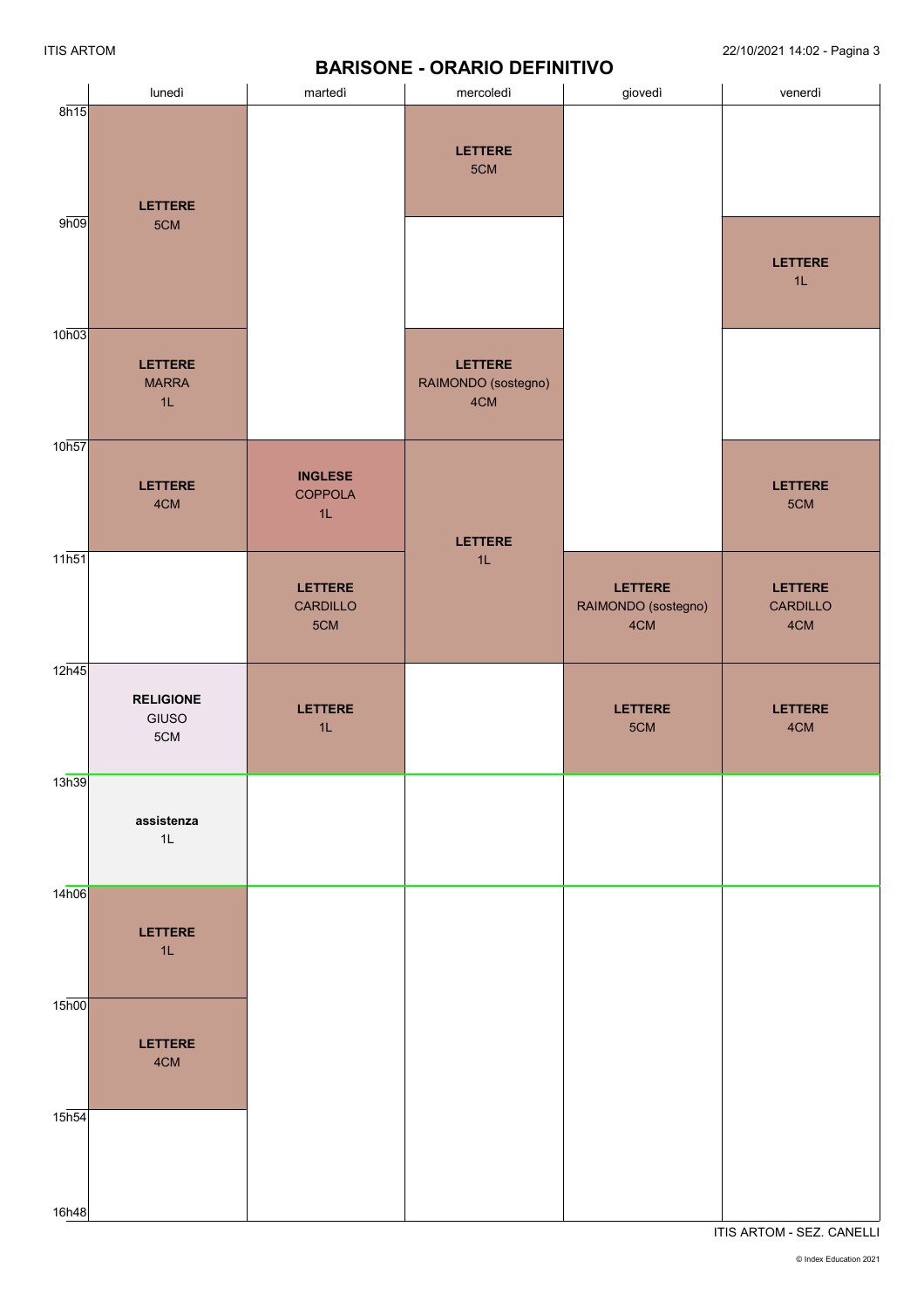# BARISONE - ORARIO DEFINITIVO

| | lunedì | martedì | mercoledì | giovedì | venerdì |
|---|---|---|---|---|---|
| 8h15 | **LETTERE** 5CM | | **LETTERE** 5CM | | |
| 9h09 | **LETTERE** 5CM | | | | **LETTERE** 1L |
| 10h03 | **LETTERE** MARRA 1L | | **LETTERE** RAIMONDO (sostegno) 4CM | | |
| 10h57 | **LETTERE** 4CM | **INGLESE** COPPOLA 1L | **LETTERE** 1L | | **LETTERE** 5CM |
| 11h51 | | **LETTERE** CARDILLO 5CM | **LETTERE** 1L | **LETTERE** RAIMONDO (sostegno) 4CM | **LETTERE** CARDILLO 4CM |
| 12h45 | **RELIGIONE** GIUSO 5CM | **LETTERE** 1L | | **LETTERE** 5CM | **LETTERE** 4CM |
| 13h39 | **assistenza** 1L | | | | |
| 14h06 | **LETTERE** 1L | | | | |
| 15h00 | **LETTERE** 4CM | | | | |
| 15h54 | | | | | |
| 16h48 | | | | | |

ITIS ARTOM - SEZ. CANELLI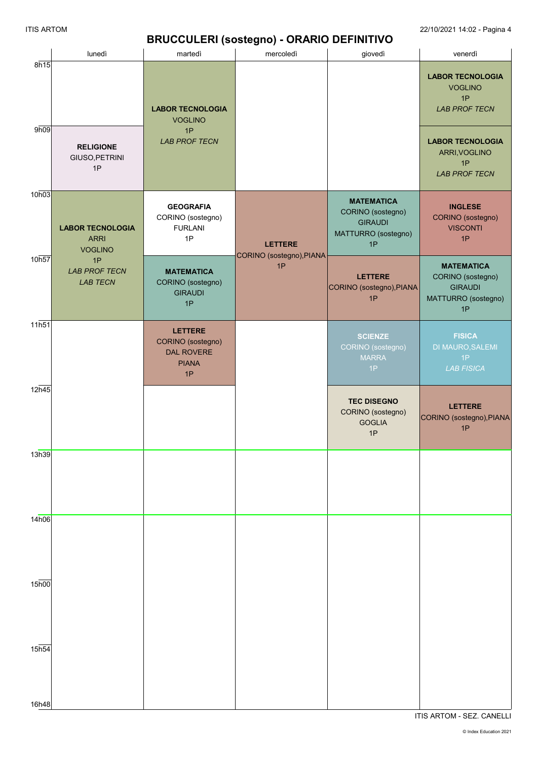# BRUCCULERI (sostegno) - ORARIO DEFINITIVO

| | lunedì | martedì | mercoledì | giovedì | venerdì |
|---|---|---|---|---|---|
| 8h15 | | **LABOR TECNOLOGIA** VOGLINO 1P *LAB PROF TECN* | | | **LABOR TECNOLOGIA** VOGLINO 1P *LAB PROF TECN* |
| 9h09 | **RELIGIONE** GIUSO,PETRINI 1P | | | | **LABOR TECNOLOGIA** ARRI,VOGLINO 1P *LAB PROF TECN* |
| 10h03 | **LABOR TECNOLOGIA** ARRI VOGLINO 1P *LAB PROF TECN* *LAB TECN* | **GEOGRAFIA** CORINO (sostegno) FURLANI 1P | **LETTERE** CORINO (sostegno),PIANA 1P | **MATEMATICA** CORINO (sostegno) GIRAUDI MATTURRO (sostegno) 1P | **INGLESE** CORINO (sostegno) VISCONTI 1P |
| 10h57 | | **MATEMATICA** CORINO (sostegno) GIRAUDI 1P | | **LETTERE** CORINO (sostegno),PIANA 1P | **MATEMATICA** CORINO (sostegno) GIRAUDI MATTURRO (sostegno) 1P |
| 11h51 | | **LETTERE** CORINO (sostegno) DAL ROVERE PIANA 1P | | **SCIENZE** CORINO (sostegno) MARRA 1P | **FISICA** DI MAURO,SALEMI 1P *LAB FISICA* |
| 12h45 | | | | **TEC DISEGNO** CORINO (sostegno) GOGLIA 1P | **LETTERE** CORINO (sostegno),PIANA 1P |
| 13h39 | | | | | |
| 14h06 | | | | | |
| 15h00 | | | | | |
| 15h54 | | | | | |
| 16h48 | | | | | |

ITIS ARTOM - SEZ. CANELLI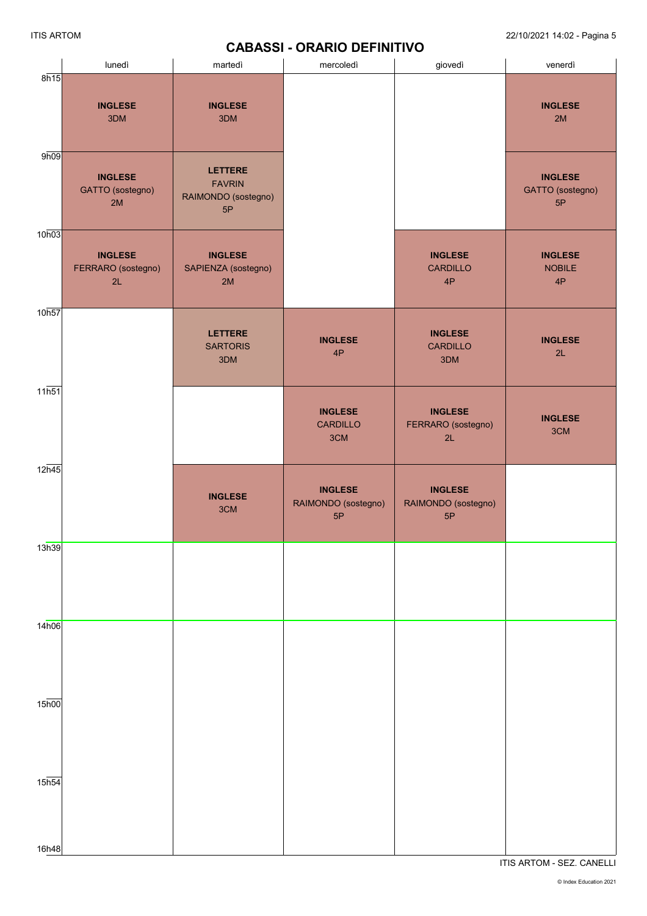# CABASSI - ORARIO DEFINITIVO

| | lunedì | martedì | mercoledì | giovedì | venerdì |
|---|---|---|---|---|---|
| 8h15 | **INGLESE** 3DM | **INGLESE** 3DM | | | **INGLESE** 2M |
| 9h09 | **INGLESE** GATTO (sostegno) 2M | **LETTERE** FAVRIN RAIMONDO (sostegno) 5P | | | **INGLESE** GATTO (sostegno) 5P |
| 10h03 | **INGLESE** FERRARO (sostegno) 2L | **INGLESE** SAPIENZA (sostegno) 2M | | **INGLESE** CARDILLO 4P | **INGLESE** NOBILE 4P |
| 10h57 | | **LETTERE** SARTORIS 3DM | **INGLESE** 4P | **INGLESE** CARDILLO 3DM | **INGLESE** 2L |
| 11h51 | | | **INGLESE** CARDILLO 3CM | **INGLESE** FERRARO (sostegno) 2L | **INGLESE** 3CM |
| 12h45 | | **INGLESE** 3CM | **INGLESE** RAIMONDO (sostegno) 5P | **INGLESE** RAIMONDO (sostegno) 5P | |
| 13h39 | | | | | |
| 14h06 | | | | | |
| 15h00 | | | | | |
| 15h54 | | | | | |
| 16h48 | | | | | |

ITIS ARTOM - SEZ. CANELLI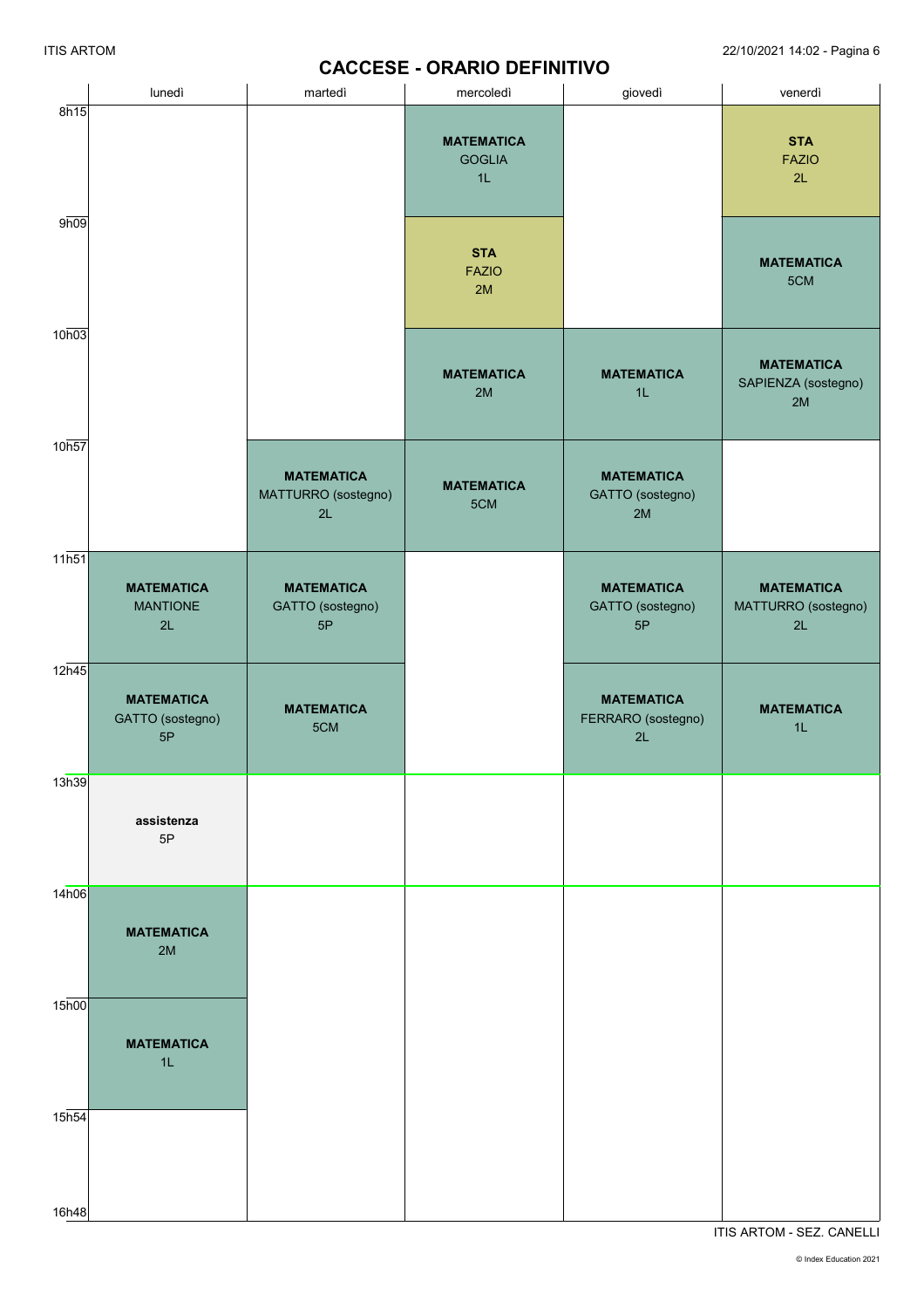# CACCESE - ORARIO DEFINITIVO

| | lunedì | martedì | mercoledì | giovedì | venerdì |
|---|---|---|---|---|---|
| 8h15 | | | **MATEMATICA** GOGLIA 1L | | **STA** FAZIO 2L |
| 9h09 | | | **STA** FAZIO 2M | | **MATEMATICA** 5CM |
| 10h03 | | | **MATEMATICA** 2M | **MATEMATICA** 1L | **MATEMATICA** SAPIENZA (sostegno) 2M |
| 10h57 | | **MATEMATICA** MATTURRO (sostegno) 2L | **MATEMATICA** 5CM | **MATEMATICA** GATTO (sostegno) 2M | |
| 11h51 | **MATEMATICA** MANTIONE 2L | **MATEMATICA** GATTO (sostegno) 5P | | **MATEMATICA** GATTO (sostegno) 5P | **MATEMATICA** MATTURRO (sostegno) 2L |
| 12h45 | **MATEMATICA** GATTO (sostegno) 5P | **MATEMATICA** 5CM | | **MATEMATICA** FERRARO (sostegno) 2L | **MATEMATICA** 1L |
| 13h39 | **assistenza** 5P | | | | |
| 14h06 | **MATEMATICA** 2M | | | | |
| 15h00 | **MATEMATICA** 1L | | | | |
| 15h54 | | | | | |
| 16h48 | | | | | |

ITIS ARTOM - SEZ. CANELLI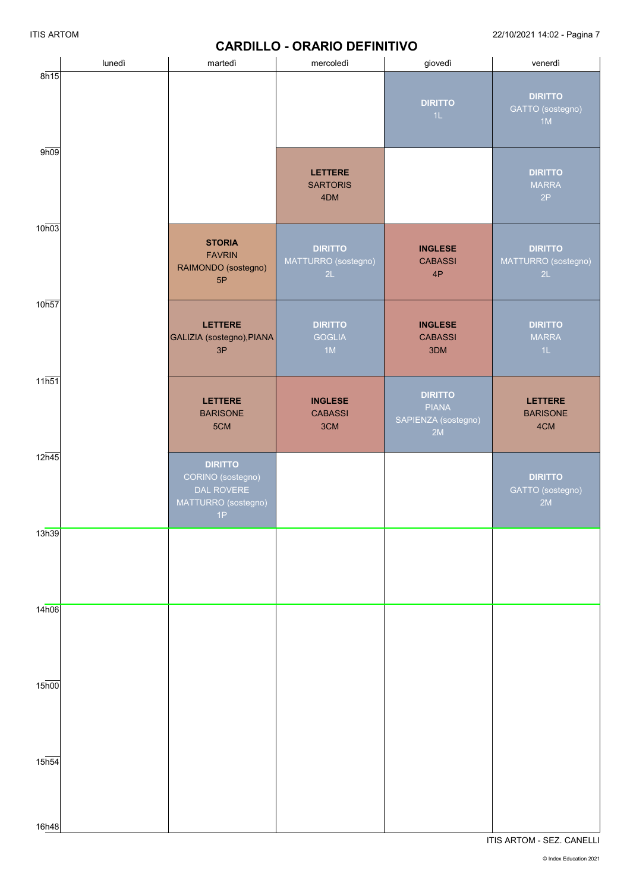# CARDILLO - ORARIO DEFINITIVO

| | lunedì | martedì | mercoledì | giovedì | venerdì |
|---|---|---|---|---|---|
| 8h15 | | | | **DIRITTO** 1L | **DIRITTO** GATTO (sostegno) 1M |
| 9h09 | | | **LETTERE** SARTORIS 4DM | | **DIRITTO** MARRA 2P |
| 10h03 | | **STORIA** FAVRIN RAIMONDO (sostegno) 5P | **DIRITTO** MATTURRO (sostegno) 2L | **INGLESE** CABASSI 4P | **DIRITTO** MATTURRO (sostegno) 2L |
| 10h57 | | **LETTERE** GALIZIA (sostegno),PIANA 3P | **DIRITTO** GOGLIA 1M | **INGLESE** CABASSI 3DM | **DIRITTO** MARRA 1L |
| 11h51 | | **LETTERE** BARISONE 5CM | **INGLESE** CABASSI 3CM | **DIRITTO** PIANA SAPIENZA (sostegno) 2M | **LETTERE** BARISONE 4CM |
| 12h45 | | **DIRITTO** CORINO (sostegno) DAL ROVERE MATTURRO (sostegno) 1P | | | **DIRITTO** GATTO (sostegno) 2M |
| 13h39 | | | | | |
| 14h06 | | | | | |
| 15h00 | | | | | |
| 15h54 | | | | | |
| 16h48 | | | | | |

ITIS ARTOM - SEZ. CANELLI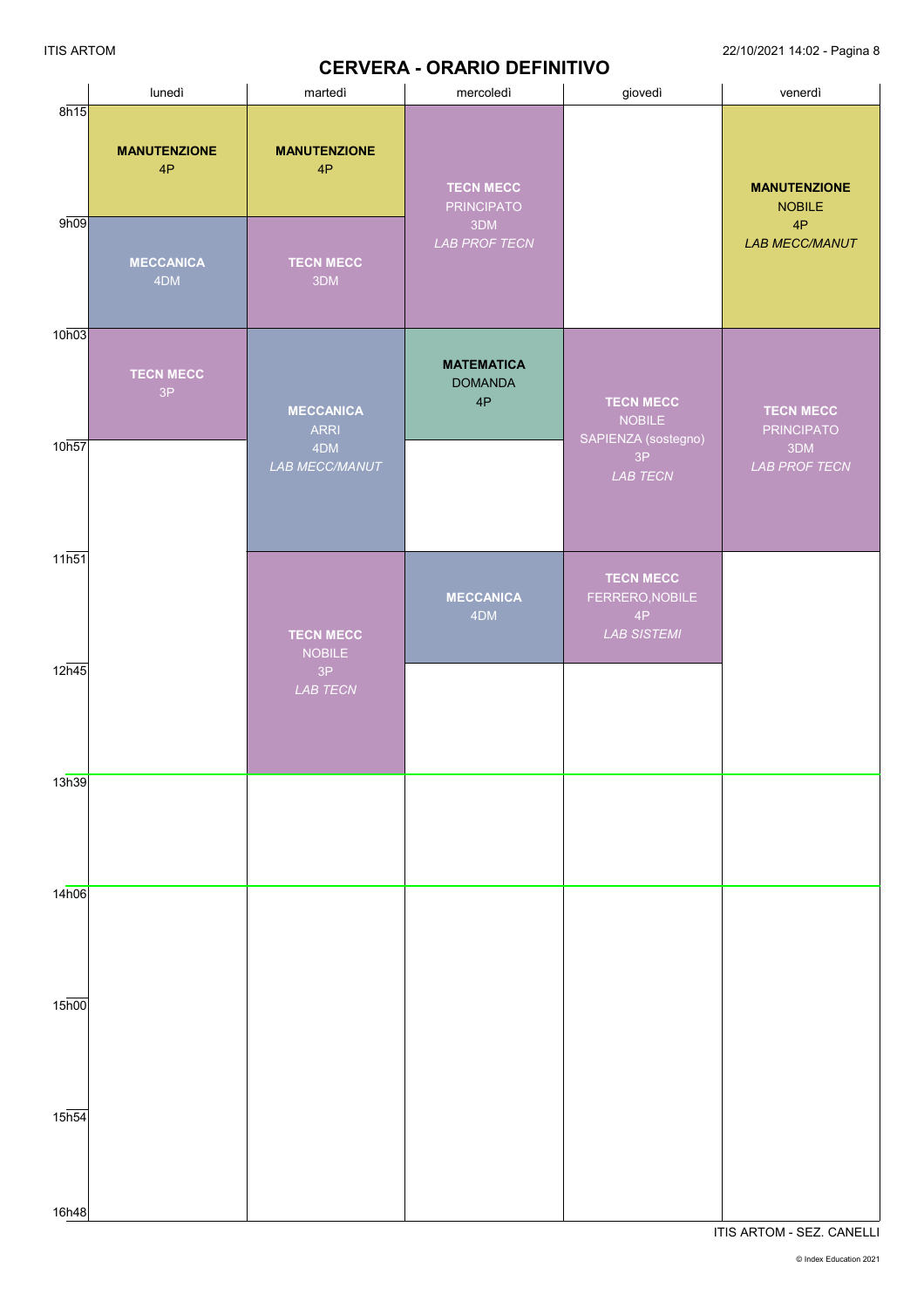# CERVERA - ORARIO DEFINITIVO

| | lunedì | martedì | mercoledì | giovedì | venerdì |
|---|---|---|---|---|---|
| 8h15 | **MANUTENZIONE** 4P | **MANUTENZIONE** 4P | **TECN MECC** PRINCIPATO 3DM *LAB PROF TECN* | | **MANUTENZIONE** NOBILE 4P *LAB MECC/MANUT* |
| 9h09 | **MECCANICA** 4DM | **TECN MECC** 3DM | | | |
| 10h03 | **TECN MECC** 3P | **MECCANICA** ARRI 4DM *LAB MECC/MANUT* | **MATEMATICA** DOMANDA 4P | **TECN MECC** NOBILE SAPIENZA (sostegno) 3P *LAB TECN* | **TECN MECC** PRINCIPATO 3DM *LAB PROF TECN* |
| 10h57 | | | | | |
| 11h51 | | **TECN MECC** NOBILE 3P *LAB TECN* | **MECCANICA** 4DM | **TECN MECC** FERRERO,NOBILE 4P *LAB SISTEMI* | |
| 12h45 | | | | | |
| 13h39 | | | | | |
| 14h06 | | | | | |
| 15h00 | | | | | |
| 15h54 | | | | | |
| 16h48 | | | | | |

ITIS ARTOM - SEZ. CANELLI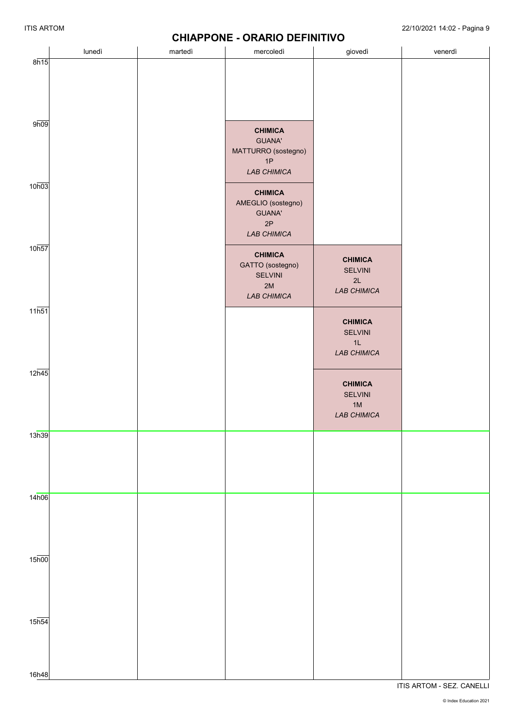# CHIAPPONE - ORARIO DEFINITIVO

| | lunedì | martedì | mercoledì | giovedì | venerdì |
|---|---|---|---|---|---|
| 8h15 | | | | | |
| 9h09 | | | **CHIMICA** GUANA' MATTURRO (sostegno) 1P *LAB CHIMICA* | | |
| 10h03 | | | **CHIMICA** AMEGLIO (sostegno) GUANA' 2P *LAB CHIMICA* | | |
| 10h57 | | | **CHIMICA** GATTO (sostegno) SELVINI 2M *LAB CHIMICA* | **CHIMICA** SELVINI 2L *LAB CHIMICA* | |
| 11h51 | | | | **CHIMICA** SELVINI 1L *LAB CHIMICA* | |
| 12h45 | | | | **CHIMICA** SELVINI 1M *LAB CHIMICA* | |
| 13h39 | | | | | |
| 14h06 | | | | | |
| 15h00 | | | | | |
| 15h54 | | | | | |
| 16h48 | | | | | |

ITIS ARTOM - SEZ. CANELLI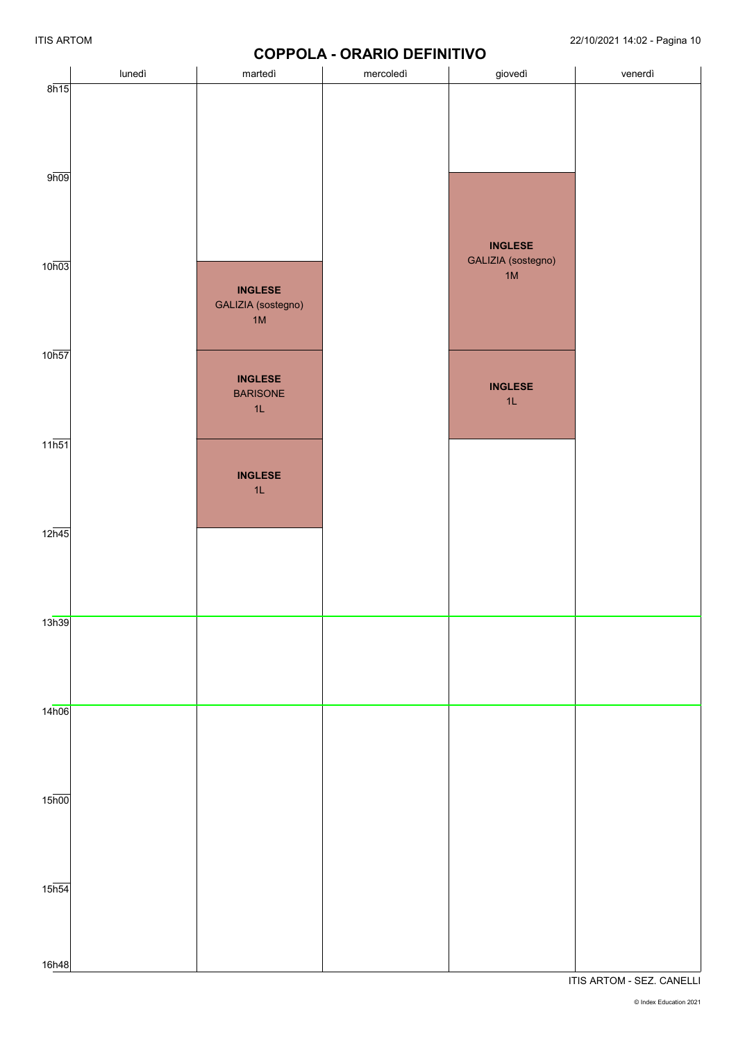## COPPOLA - ORARIO DEFINITIVO

| | lunedì | martedì | mercoledì | giovedì | venerdì |
|---|---|---|---|---|---|
| 8h15 | | | | | |
| 9h09 | | | | **INGLESE** GALIZIA (sostegno) 1M | |
| 10h03 | | **INGLESE** GALIZIA (sostegno) 1M | | **INGLESE** GALIZIA (sostegno) 1M | |
| 10h57 | | **INGLESE** BARISONE 1L | | **INGLESE** 1L | |
| 11h51 | | **INGLESE** 1L | | | |
| 12h45 | | | | | |
| 13h39 | | | | | |
| 14h06 | | | | | |
| 15h00 | | | | | |
| 15h54 | | | | | |
| 16h48 | | | | | |

ITIS ARTOM - SEZ. CANELLI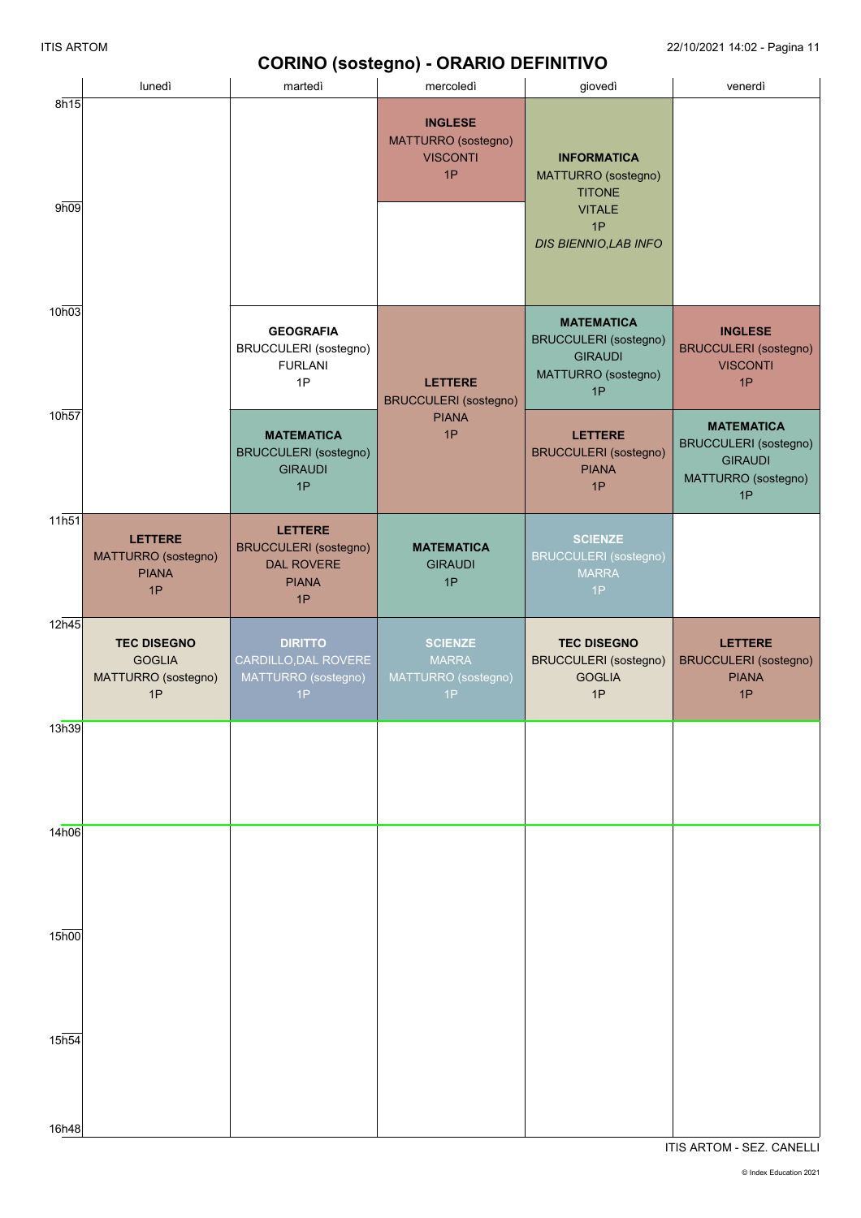# CORINO (sostegno) - ORARIO DEFINITIVO

| | lunedì | martedì | mercoledì | giovedì | venerdì |
|---|---|---|---|---|---|
| 8h15 | | | **INGLESE** MATTURRO (sostegno) VISCONTI 1P | **INFORMATICA** MATTURRO (sostegno) TITONE VITALE 1P *DIS BIENNIO,LAB INFO* | |
| 9h09 | | | | | |
| 10h03 | | **GEOGRAFIA** BRUCCULERI (sostegno) FURLANI 1P | **LETTERE** BRUCCULERI (sostegno) PIANA 1P | **MATEMATICA** BRUCCULERI (sostegno) GIRAUDI MATTURRO (sostegno) 1P | **INGLESE** BRUCCULERI (sostegno) VISCONTI 1P |
| 10h57 | | **MATEMATICA** BRUCCULERI (sostegno) GIRAUDI 1P | | **LETTERE** BRUCCULERI (sostegno) PIANA 1P | **MATEMATICA** BRUCCULERI (sostegno) GIRAUDI MATTURRO (sostegno) 1P |
| 11h51 | **LETTERE** MATTURRO (sostegno) PIANA 1P | **LETTERE** BRUCCULERI (sostegno) DAL ROVERE PIANA 1P | **MATEMATICA** GIRAUDI 1P | **SCIENZE** BRUCCULERI (sostegno) MARRA 1P | |
| 12h45 | **TEC DISEGNO** GOGLIA MATTURRO (sostegno) 1P | **DIRITTO** CARDILLO,DAL ROVERE MATTURRO (sostegno) 1P | **SCIENZE** MARRA MATTURRO (sostegno) 1P | **TEC DISEGNO** BRUCCULERI (sostegno) GOGLIA 1P | **LETTERE** BRUCCULERI (sostegno) PIANA 1P |
| 13h39 | | | | | |
| 14h06 | | | | | |
| 15h00 | | | | | |
| 15h54 | | | | | |
| 16h48 | | | | | |

ITIS ARTOM - SEZ. CANELLI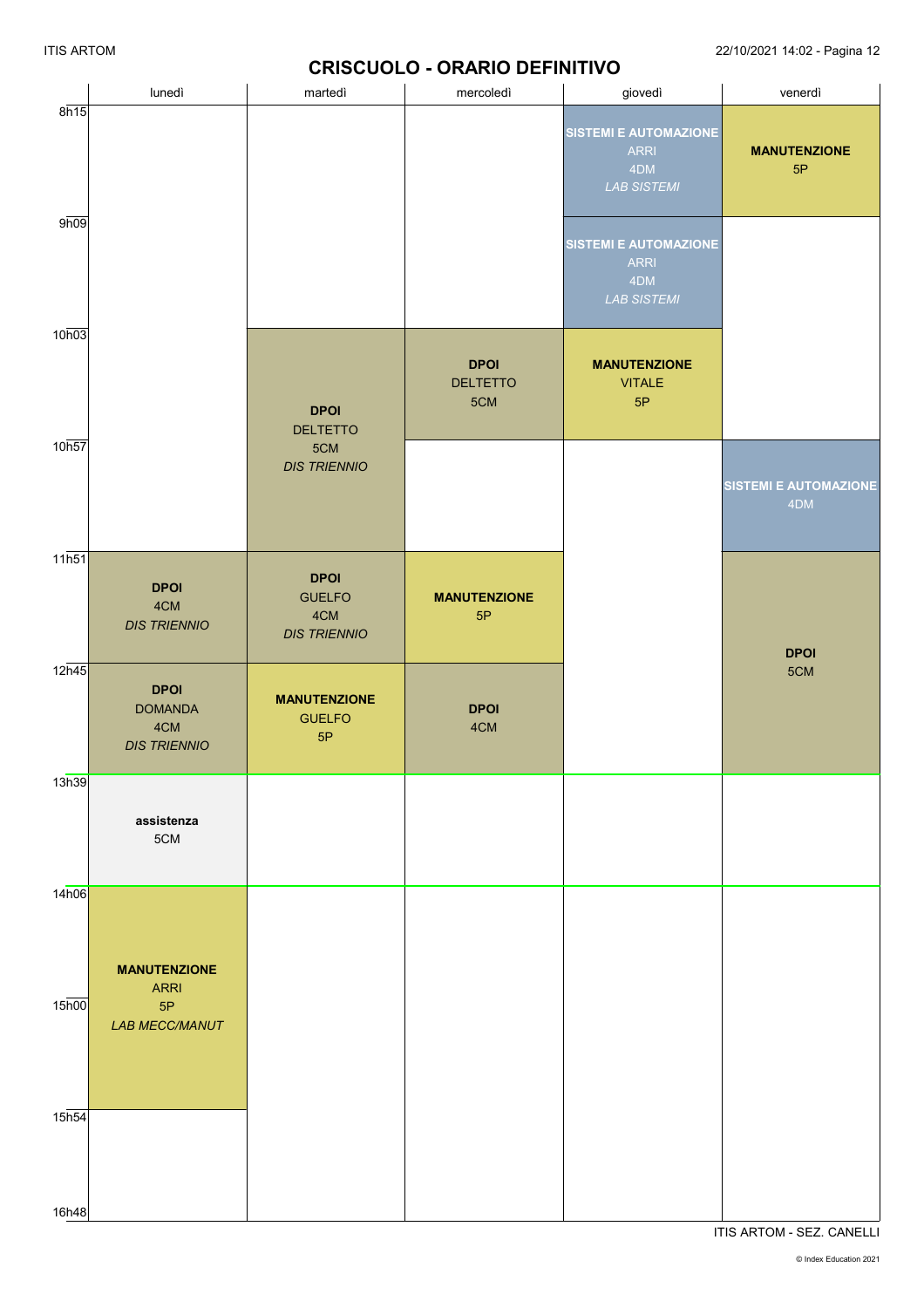## CRISCUOLO - ORARIO DEFINITIVO

| | lunedì | martedì | mercoledì | giovedì | venerdì |
|---|---|---|---|---|---|
| 8h15 | | | | **SISTEMI E AUTOMAZIONE** ARRI 4DM *LAB SISTEMI* | **MANUTENZIONE** 5P |
| 9h09 | | | | **SISTEMI E AUTOMAZIONE** ARRI 4DM *LAB SISTEMI* | |
| 10h03 | | **DPOI** DELTETTO 5CM *DIS TRIENNIO* | **DPOI** DELTETTO 5CM | **MANUTENZIONE** VITALE 5P | |
| 10h57 | | | | | **SISTEMI E AUTOMAZIONE** 4DM |
| 11h51 | **DPOI** 4CM *DIS TRIENNIO* | **DPOI** GUELFO 4CM *DIS TRIENNIO* | **MANUTENZIONE** 5P | | **DPOI** 5CM |
| 12h45 | **DPOI** DOMANDA 4CM *DIS TRIENNIO* | **MANUTENZIONE** GUELFO 5P | **DPOI** 4CM | | |
| 13h39 | **assistenza** 5CM | | | | |
| 14h06 | **MANUTENZIONE** ARRI 5P *LAB MECC/MANUT* | | | | |
| 15h00 | | | | | |
| 15h54 | | | | | |
| 16h48 | | | | | |

ITIS ARTOM - SEZ. CANELLI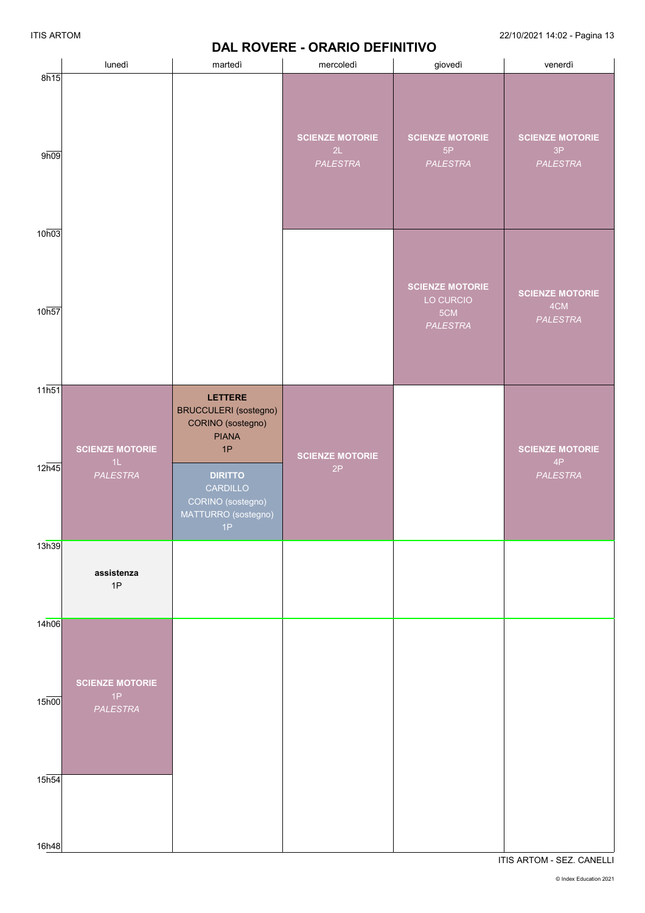# DAL ROVERE - ORARIO DEFINITIVO

| | lunedì | martedì | mercoledì | giovedì | venerdì |
|---|---|---|---|---|---|
| 8h15 | | | **SCIENZE MOTORIE** 2L *PALESTRA* | **SCIENZE MOTORIE** 5P *PALESTRA* | **SCIENZE MOTORIE** 3P *PALESTRA* |
| 9h09 | | | | | |
| 10h03 | | | | **SCIENZE MOTORIE** LO CURCIO 5CM *PALESTRA* | **SCIENZE MOTORIE** 4CM *PALESTRA* |
| 10h57 | | | | | |
| 11h51 | **SCIENZE MOTORIE** 1L *PALESTRA* | **LETTERE** BRUCCULERI (sostegno) CORINO (sostegno) PIANA 1P | **SCIENZE MOTORIE** 2P | | **SCIENZE MOTORIE** 4P *PALESTRA* |
| 12h45 | | **DIRITTO** CARDILLO CORINO (sostegno) MATTURRO (sostegno) 1P | | | |
| 13h39 | **assistenza** 1P | | | | |
| 14h06 | **SCIENZE MOTORIE** 1P *PALESTRA* | | | | |
| 15h00 | | | | | |
| 15h54 | | | | | |
| 16h48 | | | | | |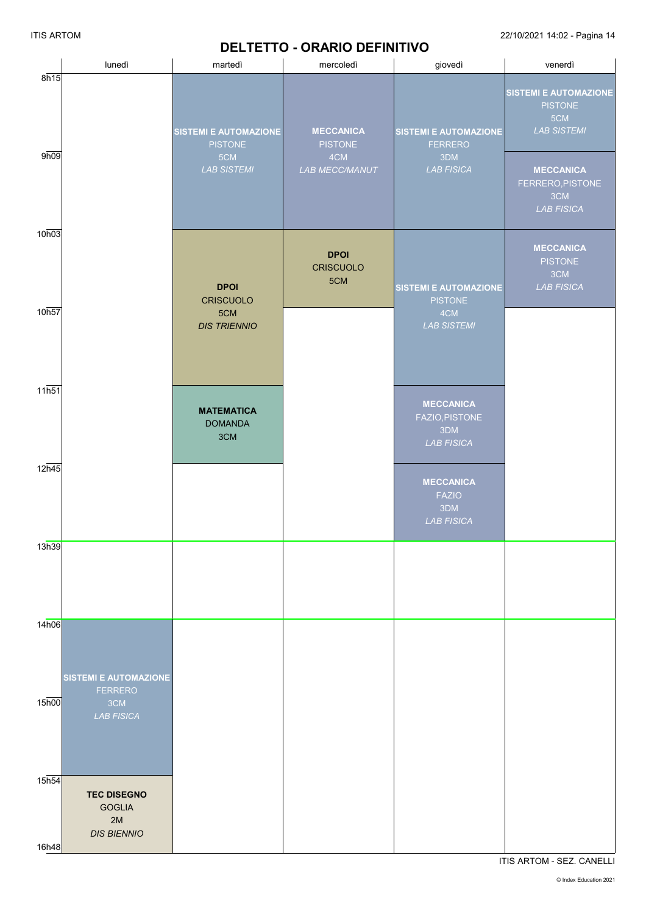# DELTETTO - ORARIO DEFINITIVO

| | lunedì | martedì | mercoledì | giovedì | venerdì |
|---|---|---|---|---|---|
| 8h15 | | **SISTEMI E AUTOMAZIONE** PISTONE 5CM *LAB SISTEMI* | **MECCANICA** PISTONE 4CM *LAB MECC/MANUT* | **SISTEMI E AUTOMAZIONE** FERRERO 3DM *LAB FISICA* | **SISTEMI E AUTOMAZIONE** PISTONE 5CM *LAB SISTEMI* |
| 9h09 | | | | | **MECCANICA** FERRERO,PISTONE 3CM *LAB FISICA* |
| 10h03 | | **DPOI** CRISCUOLO 5CM *DIS TRIENNIO* | **DPOI** CRISCUOLO 5CM | **SISTEMI E AUTOMAZIONE** PISTONE 4CM *LAB SISTEMI* | **MECCANICA** PISTONE 3CM *LAB FISICA* |
| 10h57 | | | | | |
| 11h51 | | **MATEMATICA** DOMANDA 3CM | | **MECCANICA** FAZIO,PISTONE 3DM *LAB FISICA* | |
| 12h45 | | | | **MECCANICA** FAZIO 3DM *LAB FISICA* | |
| 13h39 | | | | | |
| 14h06 | **SISTEMI E AUTOMAZIONE** FERRERO 3CM *LAB FISICA* | | | | |
| 15h00 | | | | | |
| 15h54 | **TEC DISEGNO** GOGLIA 2M *DIS BIENNIO* | | | | |
| 16h48 | | | | | |

ITIS ARTOM - SEZ. CANELLI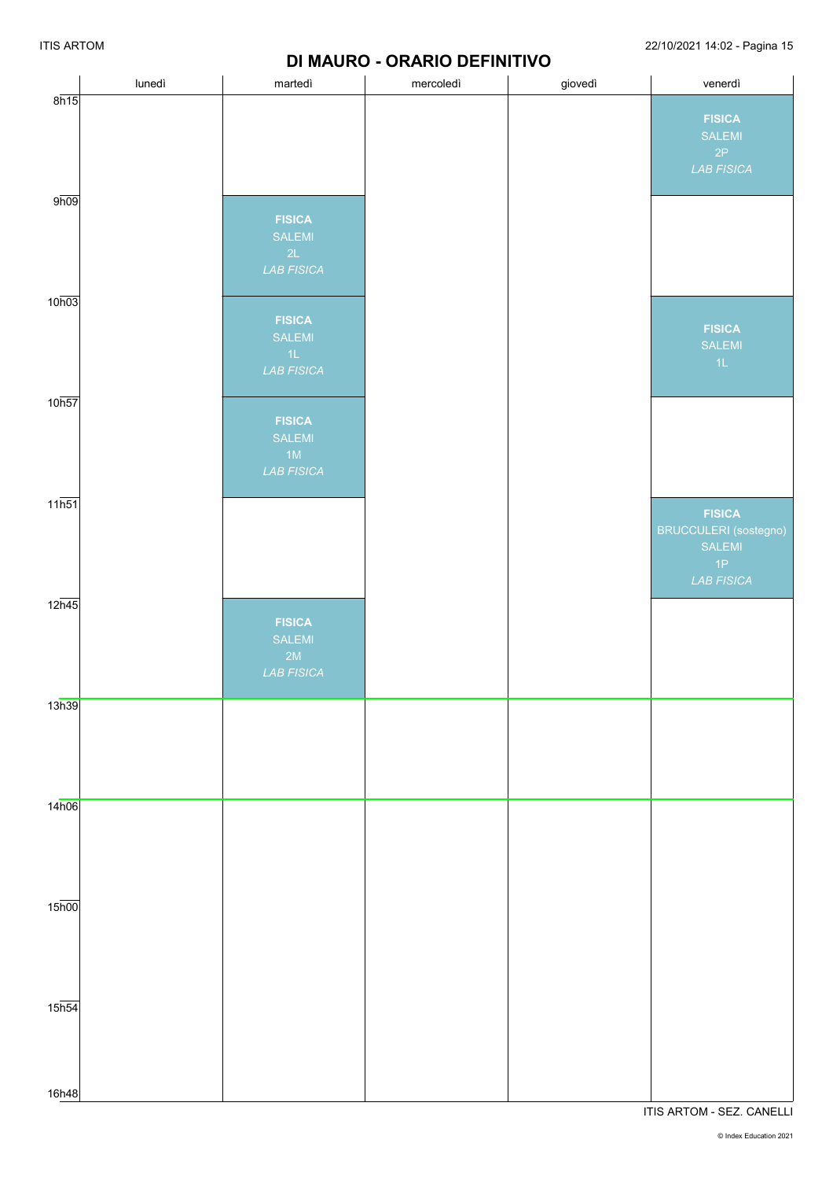# DI MAURO - ORARIO DEFINITIVO

| | lunedì | martedì | mercoledì | giovedì | venerdì |
|---|---|---|---|---|---|
| 8h15 | | | | | **FISICA** SALEMI 2P *LAB FISICA* |
| 9h09 | | **FISICA** SALEMI 2L *LAB FISICA* | | | |
| 10h03 | | **FISICA** SALEMI 1L *LAB FISICA* | | | **FISICA** SALEMI 1L |
| 10h57 | | **FISICA** SALEMI 1M *LAB FISICA* | | | |
| 11h51 | | | | | **FISICA** BRUCCULERI (sostegno) SALEMI 1P *LAB FISICA* |
| 12h45 | | **FISICA** SALEMI 2M *LAB FISICA* | | | |
| 13h39 | | | | | |
| 14h06 | | | | | |
| 15h00 | | | | | |
| 15h54 | | | | | |
| 16h48 | | | | | |

ITIS ARTOM - SEZ. CANELLI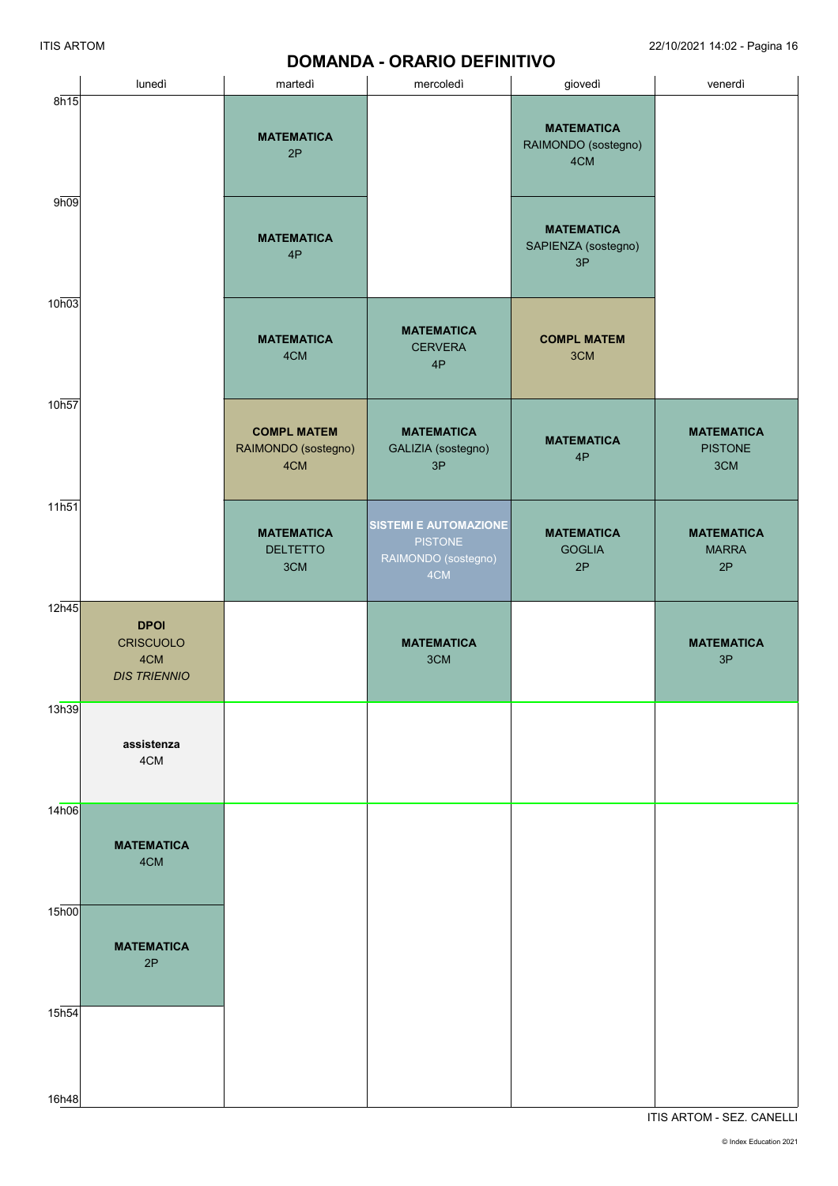# DOMANDA - ORARIO DEFINITIVO

| | lunedì | martedì | mercoledì | giovedì | venerdì |
|---|---|---|---|---|---|
| 8h15 | | **MATEMATICA** 2P | | **MATEMATICA** RAIMONDO (sostegno) 4CM | |
| 9h09 | | **MATEMATICA** 4P | | **MATEMATICA** SAPIENZA (sostegno) 3P | |
| 10h03 | | **MATEMATICA** 4CM | **MATEMATICA** CERVERA 4P | **COMPL MATEM** 3CM | |
| 10h57 | | **COMPL MATEM** RAIMONDO (sostegno) 4CM | **MATEMATICA** GALIZIA (sostegno) 3P | **MATEMATICA** 4P | **MATEMATICA** PISTONE 3CM |
| 11h51 | | **MATEMATICA** DELTETTO 3CM | **SISTEMI E AUTOMAZIONE** PISTONE RAIMONDO (sostegno) 4CM | **MATEMATICA** GOGLIA 2P | **MATEMATICA** MARRA 2P |
| 12h45 | **DPOI** CRISCUOLO 4CM *DIS TRIENNIO* | | **MATEMATICA** 3CM | | **MATEMATICA** 3P |
| 13h39 | **assistenza** 4CM | | | | |
| 14h06 | **MATEMATICA** 4CM | | | | |
| 15h00 | **MATEMATICA** 2P | | | | |
| 15h54 | | | | | |
| 16h48 | | | | | |

ITIS ARTOM - SEZ. CANELLI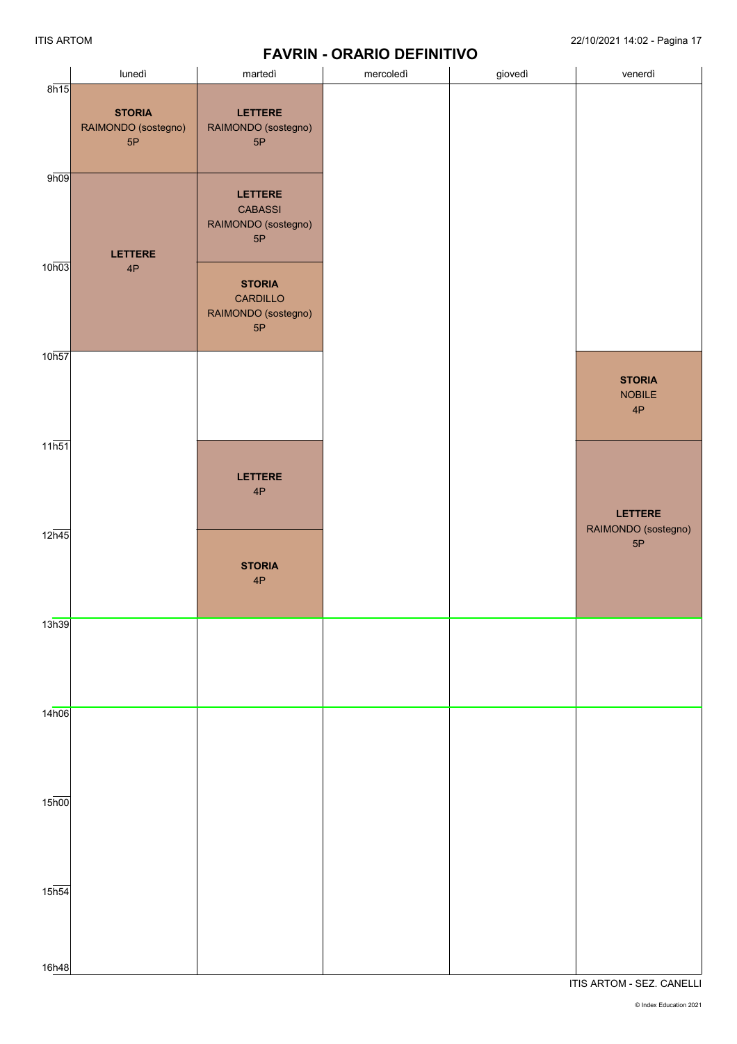# FAVRIN - ORARIO DEFINITIVO

| | lunedì | martedì | mercoledì | giovedì | venerdì |
|---|---|---|---|---|---|
| 8h15 | **STORIA** RAIMONDO (sostegno) 5P | **LETTERE** RAIMONDO (sostegno) 5P | | | |
| 9h09 | **LETTERE** 4P | **LETTERE** CABASSI RAIMONDO (sostegno) 5P | | | |
| 10h03 | | **STORIA** CARDILLO RAIMONDO (sostegno) 5P | | | |
| 10h57 | | | | | **STORIA** NOBILE 4P |
| 11h51 | | **LETTERE** 4P | | | **LETTERE** RAIMONDO (sostegno) 5P |
| 12h45 | | **STORIA** 4P | | | |
| 13h39 | | | | | |
| 14h06 | | | | | |
| 15h00 | | | | | |
| 15h54 | | | | | |
| 16h48 | | | | | |

ITIS ARTOM - SEZ. CANELLI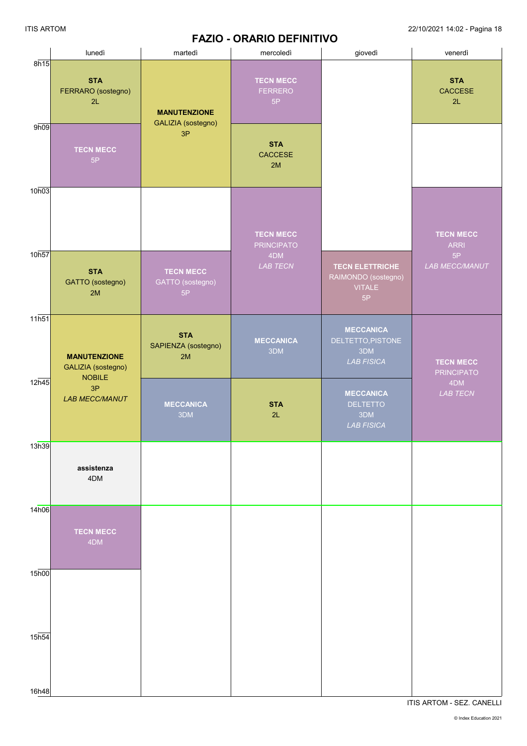# FAZIO - ORARIO DEFINITIVO

| | lunedì | martedì | mercoledì | giovedì | venerdì |
|---|---|---|---|---|---|
| 8h15 | **STA** FERRARO (sostegno) 2L | **MANUTENZIONE** GALIZIA (sostegno) 3P | **TECN MECC** FERRERO 5P | | **STA** CACCESE 2L |
| 9h09 | **TECN MECC** 5P | | **STA** CACCESE 2M | | |
| 10h03 | | | **TECN MECC** PRINCIPATO 4DM *LAB TECN* | | **TECN MECC** ARRI 5P *LAB MECC/MANUT* |
| 10h57 | **STA** GATTO (sostegno) 2M | **TECN MECC** GATTO (sostegno) 5P | | **TECN ELETTRICHE** RAIMONDO (sostegno) VITALE 5P | |
| 11h51 | **MANUTENZIONE** GALIZIA (sostegno) NOBILE 3P *LAB MECC/MANUT* | **STA** SAPIENZA (sostegno) 2M | **MECCANICA** 3DM | **MECCANICA** DELTETTO,PISTONE 3DM *LAB FISICA* | **TECN MECC** PRINCIPATO 4DM *LAB TECN* |
| 12h45 | | **MECCANICA** 3DM | **STA** 2L | **MECCANICA** DELTETTO 3DM *LAB FISICA* | |
| 13h39 | **assistenza** 4DM | | | | |
| 14h06 | **TECN MECC** 4DM | | | | |
| 15h00 | | | | | |
| 15h54 | | | | | |
| 16h48 | | | | | |

ITIS ARTOM - SEZ. CANELLI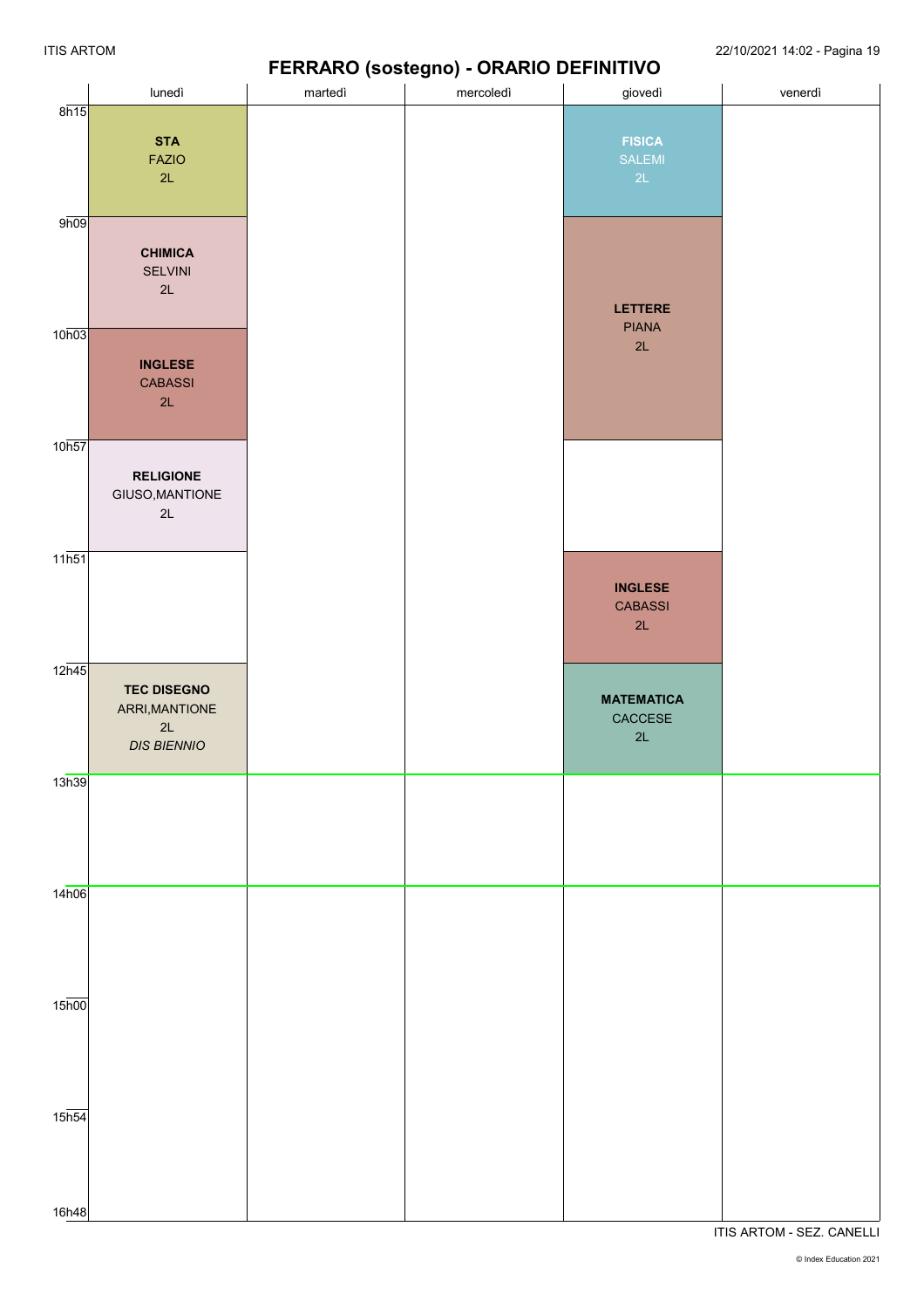# FERRARO (sostegno) - ORARIO DEFINITIVO

| | lunedì | martedì | mercoledì | giovedì | venerdì |
|---|---|---|---|---|---|
| 8h15 | **STA** FAZIO 2L | | | **FISICA** SALEMI 2L | |
| 9h09 | **CHIMICA** SELVINI 2L | | | **LETTERE** PIANA 2L | |
| 10h03 | **INGLESE** CABASSI 2L | | | **LETTERE** PIANA 2L | |
| 10h57 | **RELIGIONE** GIUSO,MANTIONE 2L | | | | |
| 11h51 | | | | **INGLESE** CABASSI 2L | |
| 12h45 | **TEC DISEGNO** ARRI,MANTIONE 2L *DIS BIENNIO* | | | **MATEMATICA** CACCESE 2L | |
| 13h39 | | | | | |
| 14h06 | | | | | |
| 15h00 | | | | | |
| 15h54 | | | | | |
| 16h48 | | | | | |

ITIS ARTOM - SEZ. CANELLI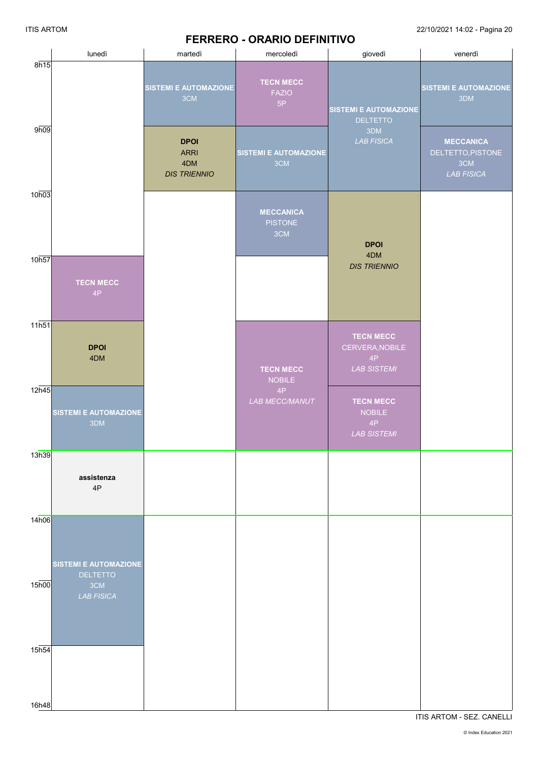ITIS ARTOM

22/10/2021 14:02

# FERRERO - ORARIO DEFINITIVO

| | lunedì | martedì | mercoledì | giovedì | venerdì |
|---|---|---|---|---|---|
| 8h15 | | **SISTEMI E AUTOMAZIONE** 3CM | **TECN MECC** FAZIO 5P | **SISTEMI E AUTOMAZIONE** DELTETTO 3DM *LAB FISICA* | **SISTEMI E AUTOMAZIONE** 3DM |
| 9h09 | | **DPOI** ARRI 4DM *DIS TRIENNIO* | **SISTEMI E AUTOMAZIONE** 3CM | | **MECCANICA** DELTETTO,PISTONE 3CM *LAB FISICA* |
| 10h03 | | | **MECCANICA** PISTONE 3CM | **DPOI** 4DM *DIS TRIENNIO* | |
| 10h57 | **TECN MECC** 4P | | | | |
| 11h51 | **DPOI** 4DM | | **TECN MECC** NOBILE 4P *LAB MECC/MANUT* | **TECN MECC** CERVERA,NOBILE 4P *LAB SISTEMI* | |
| 12h45 | **SISTEMI E AUTOMAZIONE** 3DM | | | **TECN MECC** NOBILE 4P *LAB SISTEMI* | |
| 13h39 | **assistenza** 4P | | | | |
| 14h06 | **SISTEMI E AUTOMAZIONE** DELTETTO 3CM *LAB FISICA* | | | | |
| 15h00 | | | | | |
| 15h54 | | | | | |
| 16h48 | | | | | |

ITIS ARTOM - SEZ. CANELLI

© Index Education 2021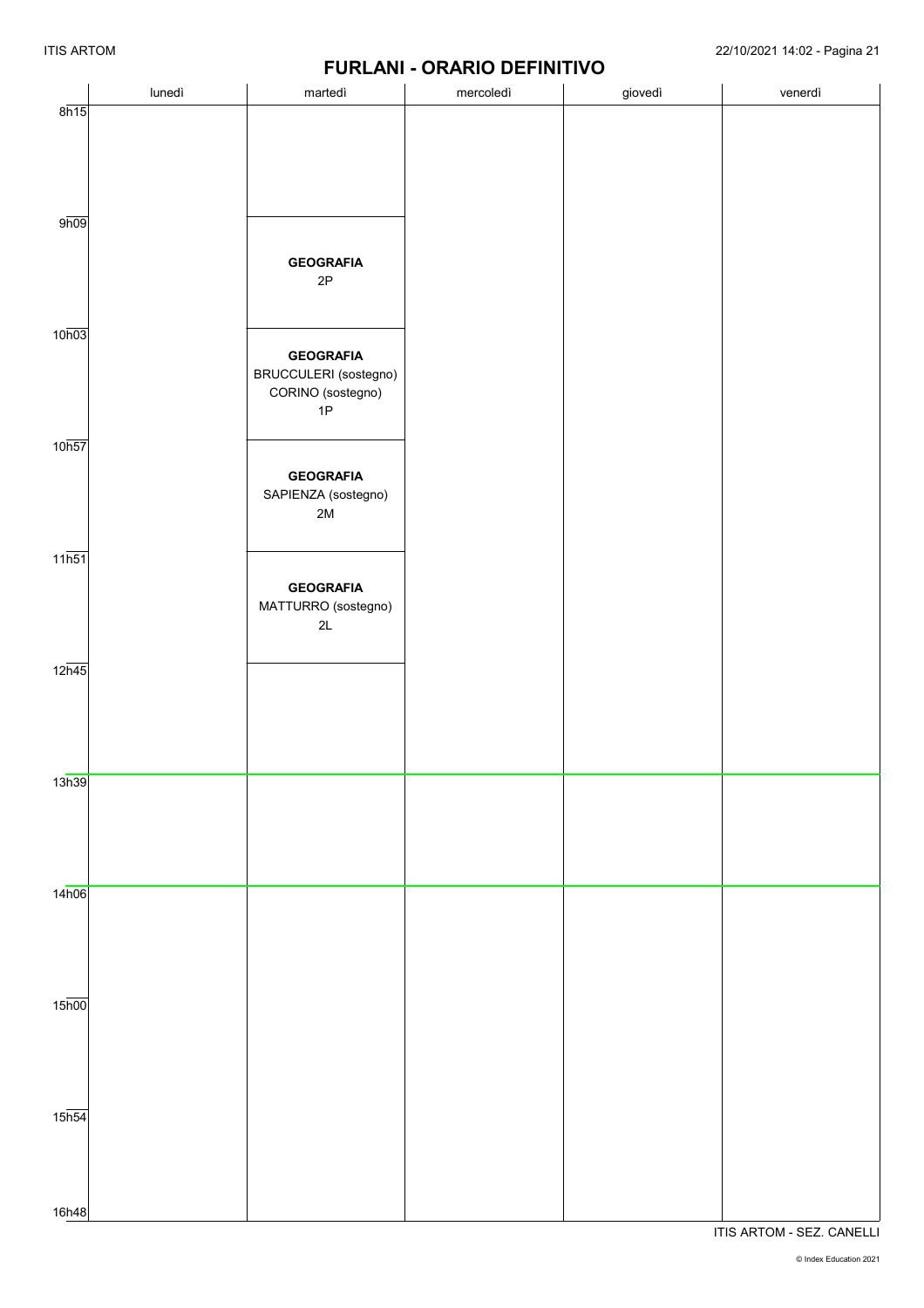# FURLANI - ORARIO DEFINITIVO

| | lunedì | martedì | mercoledì | giovedì | venerdì |
|---|---|---|---|---|---|
| 8h15 | | | | | |
| 9h09 | | **GEOGRAFIA** 2P | | | |
| 10h03 | | **GEOGRAFIA** BRUCCULERI (sostegno) CORINO (sostegno) 1P | | | |
| 10h57 | | **GEOGRAFIA** SAPIENZA (sostegno) 2M | | | |
| 11h51 | | **GEOGRAFIA** MATTURRO (sostegno) 2L | | | |
| 12h45 | | | | | |
| 13h39 | | | | | |
| 14h06 | | | | | |
| 15h00 | | | | | |
| 15h54 | | | | | |
| 16h48 | | | | | |

ITIS ARTOM - SEZ. CANELLI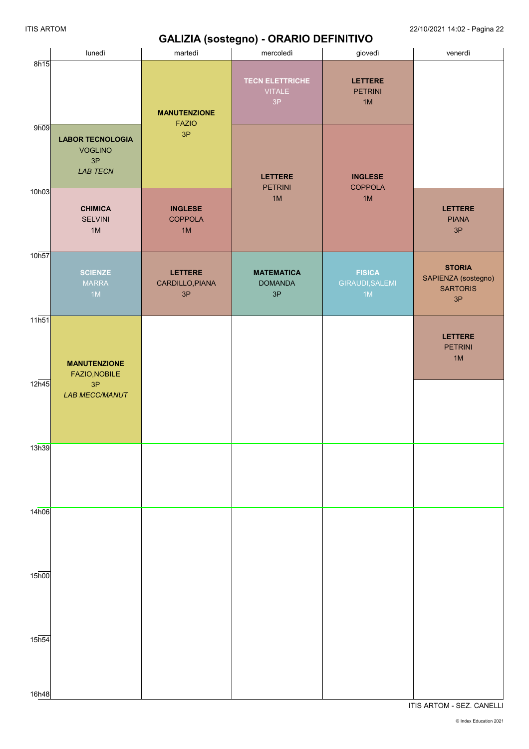# GALIZIA (sostegno) - ORARIO DEFINITIVO

| | lunedì | martedì | mercoledì | giovedì | venerdì |
|---|---|---|---|---|---|
| 8h15 | | **MANUTENZIONE** FAZIO 3P | **TECN ELETTRICHE** VITALE 3P | **LETTERE** PETRINI 1M | |
| 9h09 | **LABOR TECNOLOGIA** VOGLINO 3P *LAB TECN* | **MANUTENZIONE** FAZIO 3P | **LETTERE** PETRINI 1M | **INGLESE** COPPOLA 1M | |
| 10h03 | **CHIMICA** SELVINI 1M | **INGLESE** COPPOLA 1M | **LETTERE** PETRINI 1M | **INGLESE** COPPOLA 1M | **LETTERE** PIANA 3P |
| 10h57 | **SCIENZE** MARRA 1M | **LETTERE** CARDILLO,PIANA 3P | **MATEMATICA** DOMANDA 3P | **FISICA** GIRAUDI,SALEMI 1M | **STORIA** SAPIENZA (sostegno) SARTORIS 3P |
| 11h51 | **MANUTENZIONE** FAZIO,NOBILE 3P *LAB MECC/MANUT* | | | | **LETTERE** PETRINI 1M |
| 12h45 | **MANUTENZIONE** FAZIO,NOBILE 3P *LAB MECC/MANUT* | | | | |
| 13h39 | | | | | |
| 14h06 | | | | | |
| 15h00 | | | | | |
| 15h54 | | | | | |
| 16h48 | | | | | |

ITIS ARTOM - SEZ. CANELLI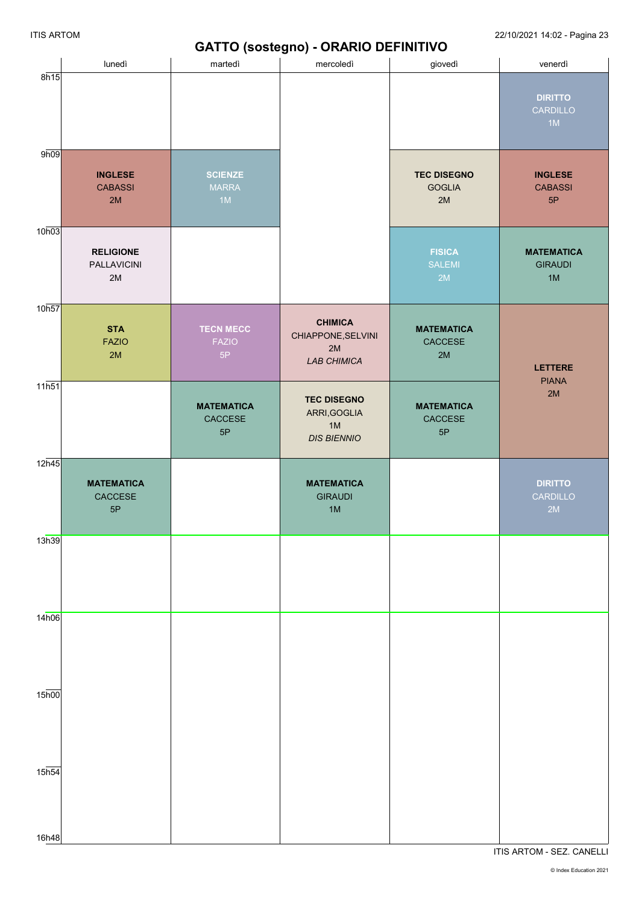# GATTO (sostegno) - ORARIO DEFINITIVO

| | lunedì | martedì | mercoledì | giovedì | venerdì |
|---|---|---|---|---|---|
| 8h15 | | | | | **DIRITTO** CARDILLO 1M |
| 9h09 | **INGLESE** CABASSI 2M | **SCIENZE** MARRA 1M | | **TEC DISEGNO** GOGLIA 2M | **INGLESE** CABASSI 5P |
| 10h03 | **RELIGIONE** PALLAVICINI 2M | | | **FISICA** SALEMI 2M | **MATEMATICA** GIRAUDI 1M |
| 10h57 | **STA** FAZIO 2M | **TECN MECC** FAZIO 5P | **CHIMICA** CHIAPPONE,SELVINI 2M *LAB CHIMICA* | **MATEMATICA** CACCESE 2M | **LETTERE** PIANA 2M |
| 11h51 | | **MATEMATICA** CACCESE 5P | **TEC DISEGNO** ARRI,GOGLIA 1M *DIS BIENNIO* | **MATEMATICA** CACCESE 5P | |
| 12h45 | **MATEMATICA** CACCESE 5P | | **MATEMATICA** GIRAUDI 1M | | **DIRITTO** CARDILLO 2M |
| 13h39 | | | | | |
| 14h06 | | | | | |
| 15h00 | | | | | |
| 15h54 | | | | | |
| 16h48 | | | | | |

ITIS ARTOM - SEZ. CANELLI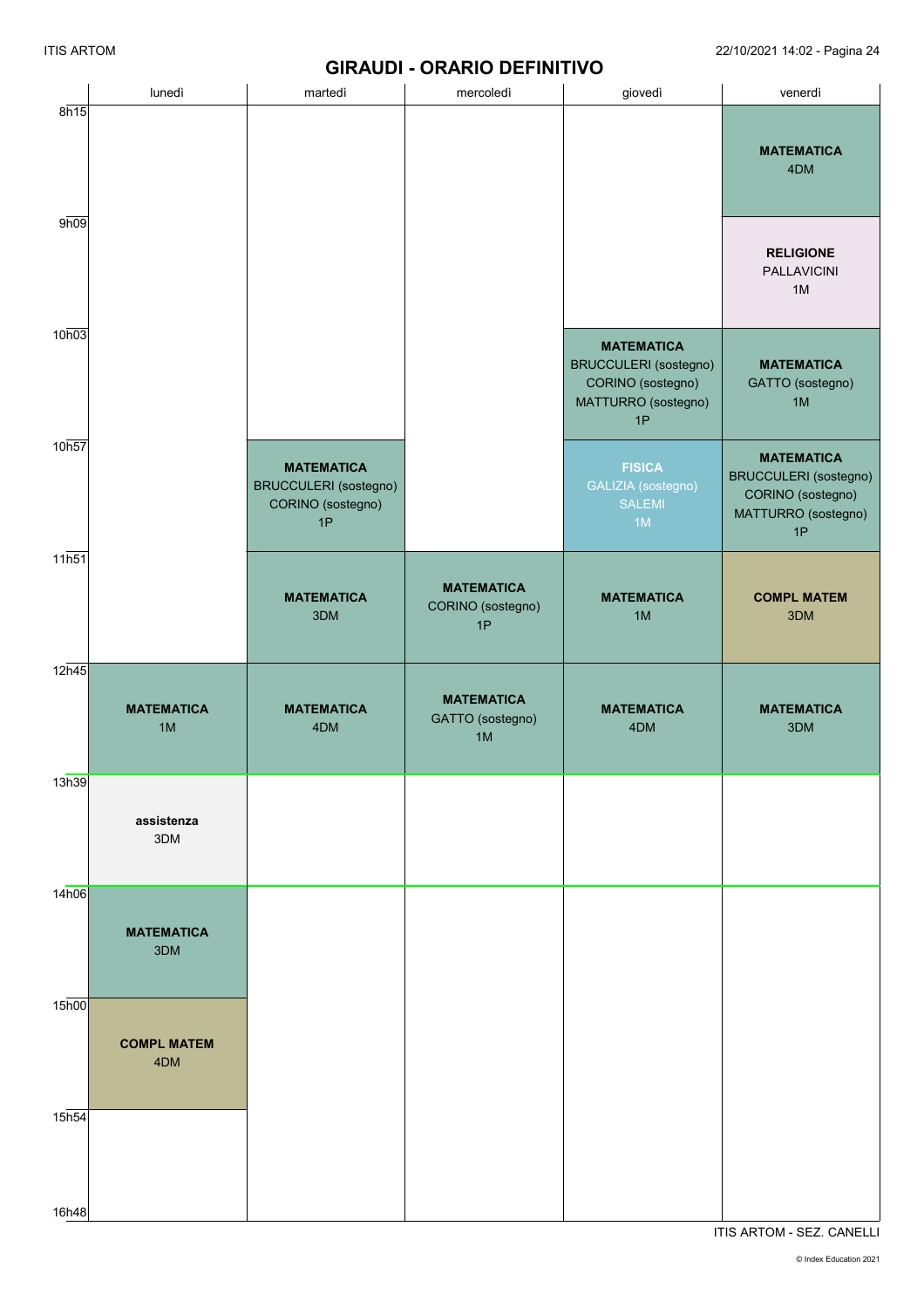# GIRAUDI - ORARIO DEFINITIVO

| | lunedì | martedì | mercoledì | giovedì | venerdì |
|---|---|---|---|---|---|
| 8h15 | | | | | **MATEMATICA** 4DM |
| 9h09 | | | | | **RELIGIONE** PALLAVICINI 1M |
| 10h03 | | | | **MATEMATICA** BRUCCULERI (sostegno) CORINO (sostegno) MATTURRO (sostegno) 1P | **MATEMATICA** GATTO (sostegno) 1M |
| 10h57 | | **MATEMATICA** BRUCCULERI (sostegno) CORINO (sostegno) 1P | | **FISICA** GALIZIA (sostegno) SALEMI 1M | **MATEMATICA** BRUCCULERI (sostegno) CORINO (sostegno) MATTURRO (sostegno) 1P |
| 11h51 | | **MATEMATICA** 3DM | **MATEMATICA** CORINO (sostegno) 1P | **MATEMATICA** 1M | **COMPL MATEM** 3DM |
| 12h45 | **MATEMATICA** 1M | **MATEMATICA** 4DM | **MATEMATICA** GATTO (sostegno) 1M | **MATEMATICA** 4DM | **MATEMATICA** 3DM |
| 13h39 | **assistenza** 3DM | | | | |
| 14h06 | **MATEMATICA** 3DM | | | | |
| 15h00 | **COMPL MATEM** 4DM | | | | |
| 15h54 | | | | | |
| 16h48 | | | | | |

ITIS ARTOM - SEZ. CANELLI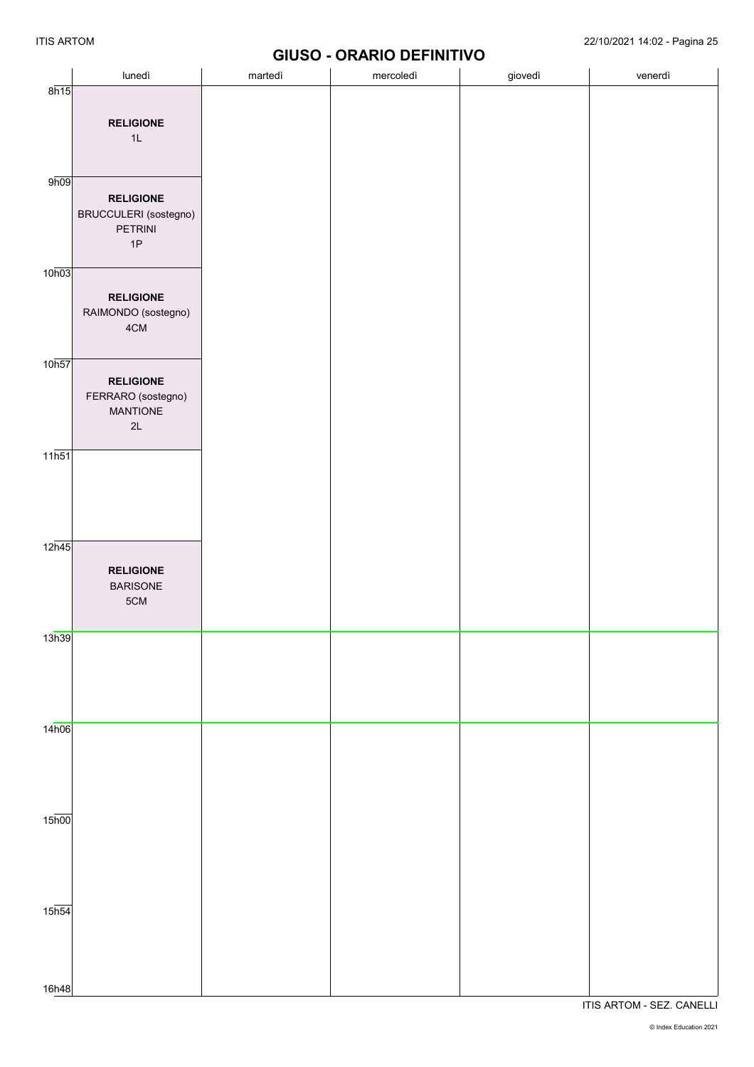# GIUSO - ORARIO DEFINITIVO

| | lunedì | martedì | mercoledì | giovedì | venerdì |
|---|---|---|---|---|---|
| 8h15 | **RELIGIONE** 1L | | | | |
| 9h09 | **RELIGIONE** BRUCCULERI (sostegno) PETRINI 1P | | | | |
| 10h03 | **RELIGIONE** RAIMONDO (sostegno) 4CM | | | | |
| 10h57 | **RELIGIONE** FERRARO (sostegno) MANTIONE 2L | | | | |
| 11h51 | | | | | |
| 12h45 | **RELIGIONE** BARISONE 5CM | | | | |
| 13h39 | | | | | |
| 14h06 | | | | | |
| 15h00 | | | | | |
| 15h54 | | | | | |
| 16h48 | | | | | |

ITIS ARTOM - SEZ. CANELLI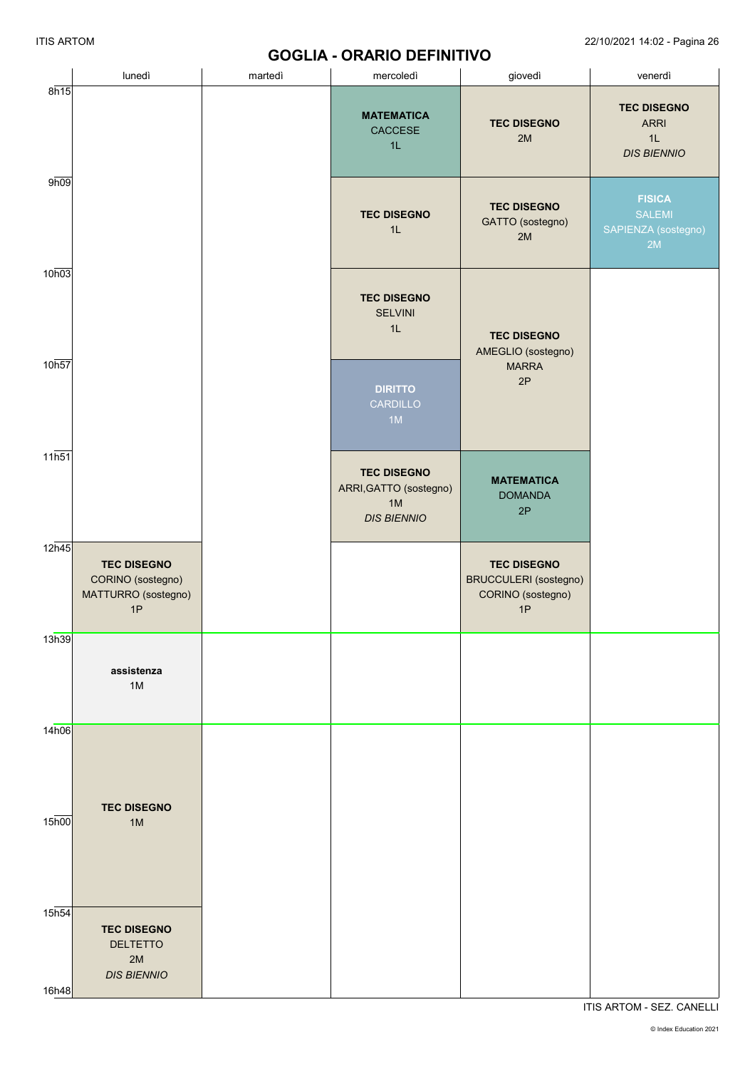# GOGLIA - ORARIO DEFINITIVO

| | lunedì | martedì | mercoledì | giovedì | venerdì |
|---|---|---|---|---|---|
| 8h15 | | | **MATEMATICA** CACCESE 1L | **TEC DISEGNO** 2M | **TEC DISEGNO** ARRI 1L *DIS BIENNIO* |
| 9h09 | | | **TEC DISEGNO** 1L | **TEC DISEGNO** GATTO (sostegno) 2M | **FISICA** SALEMI SAPIENZA (sostegno) 2M |
| 10h03 | | | **TEC DISEGNO** SELVINI 1L | **TEC DISEGNO** AMEGLIO (sostegno) MARRA 2P | |
| 10h57 | | | **DIRITTO** CARDILLO 1M | **TEC DISEGNO** AMEGLIO (sostegno) MARRA 2P | |
| 11h51 | | | **TEC DISEGNO** ARRI,GATTO (sostegno) 1M *DIS BIENNIO* | **MATEMATICA** DOMANDA 2P | |
| 12h45 | **TEC DISEGNO** CORINO (sostegno) MATTURRO (sostegno) 1P | | | **TEC DISEGNO** BRUCCULERI (sostegno) CORINO (sostegno) 1P | |
| 13h39 | **assistenza** 1M | | | | |
| 14h06 | **TEC DISEGNO** 1M | | | | |
| 15h00 | **TEC DISEGNO** 1M | | | | |
| 15h54 | **TEC DISEGNO** DELTETTO 2M *DIS BIENNIO* | | | | |
| 16h48 | | | | | |

ITIS ARTOM - SEZ. CANELLI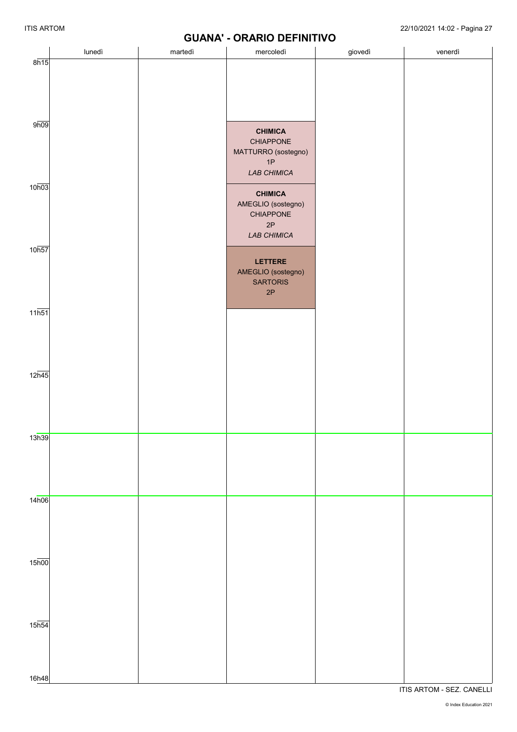# GUANA' - ORARIO DEFINITIVO

| | lunedì | martedì | mercoledì | giovedì | venerdì |
|---|---|---|---|---|---|
| 8h15 | | | | | |
| 9h09 | | | **CHIMICA** CHIAPPONE MATTURRO (sostegno) 1P *LAB CHIMICA* | | |
| 10h03 | | | **CHIMICA** AMEGLIO (sostegno) CHIAPPONE 2P *LAB CHIMICA* | | |
| 10h57 | | | **LETTERE** AMEGLIO (sostegno) SARTORIS 2P | | |
| 11h51 | | | | | |
| 12h45 | | | | | |
| 13h39 | | | | | |
| 14h06 | | | | | |
| 15h00 | | | | | |
| 15h54 | | | | | |
| 16h48 | | | | | |

ITIS ARTOM - SEZ. CANELLI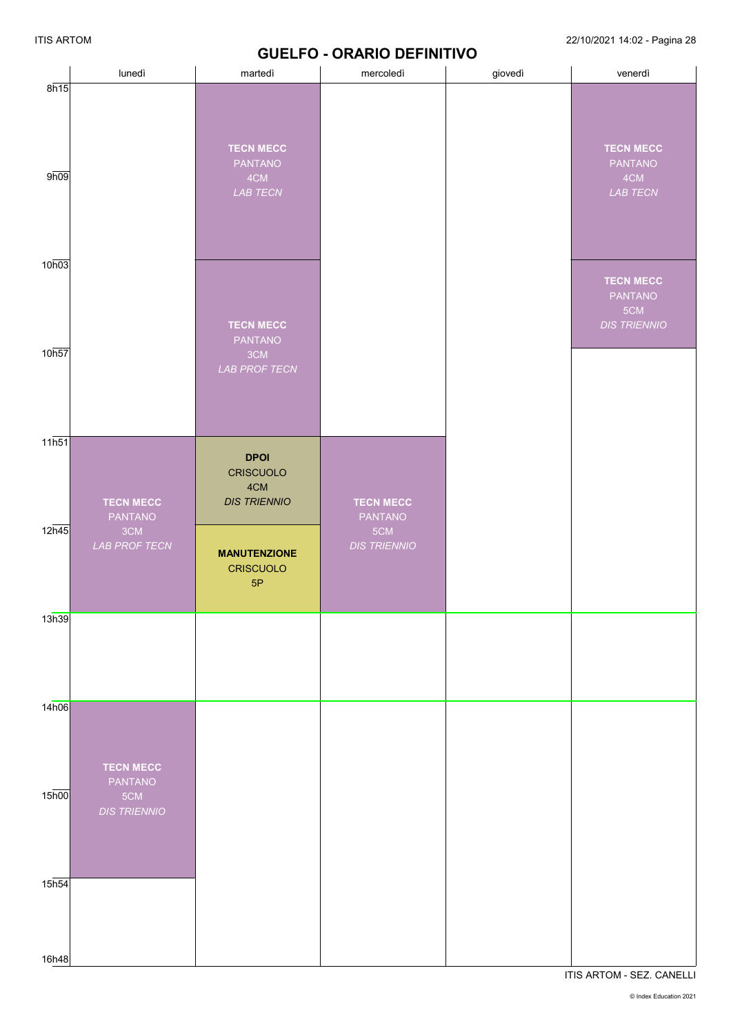# GUELFO - ORARIO DEFINITIVO

| | lunedì | martedì | mercoledì | giovedì | venerdì |
|---|---|---|---|---|---|
| 8h15 | | **TECN MECC** PANTANO 4CM *LAB TECN* | | | **TECN MECC** PANTANO 4CM *LAB TECN* |
| 9h09 | | **TECN MECC** PANTANO 4CM *LAB TECN* | | | **TECN MECC** PANTANO 4CM *LAB TECN* |
| 10h03 | | **TECN MECC** PANTANO 3CM *LAB PROF TECN* | | | **TECN MECC** PANTANO 5CM *DIS TRIENNIO* |
| 10h57 | | **TECN MECC** PANTANO 3CM *LAB PROF TECN* | | | |
| 11h51 | **TECN MECC** PANTANO 3CM *LAB PROF TECN* | **DPOI** CRISCUOLO 4CM *DIS TRIENNIO* | **TECN MECC** PANTANO 5CM *DIS TRIENNIO* | | |
| 12h45 | **TECN MECC** PANTANO 3CM *LAB PROF TECN* | **MANUTENZIONE** CRISCUOLO 5P | **TECN MECC** PANTANO 5CM *DIS TRIENNIO* | | |
| 13h39 | | | | | |
| 14h06 | **TECN MECC** PANTANO 5CM *DIS TRIENNIO* | | | | |
| 15h00 | **TECN MECC** PANTANO 5CM *DIS TRIENNIO* | | | | |
| 15h54 | | | | | |
| 16h48 | | | | | |

ITIS ARTOM - SEZ. CANELLI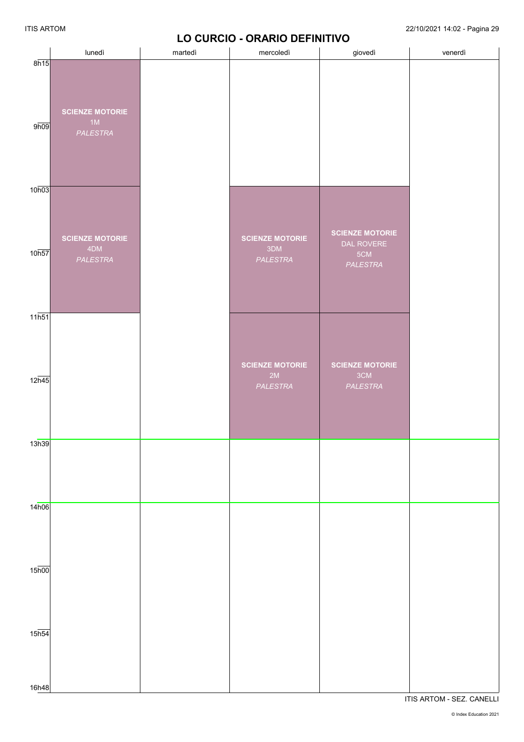# LO CURCIO - ORARIO DEFINITIVO

| | lunedì | martedì | mercoledì | giovedì | venerdì |
|---|---|---|---|---|---|
| 8h15 | **SCIENZE MOTORIE** 1M *PALESTRA* | | | | |
| 9h09 | | | | | |
| 10h03 | **SCIENZE MOTORIE** 4DM *PALESTRA* | | **SCIENZE MOTORIE** 3DM *PALESTRA* | **SCIENZE MOTORIE** DAL ROVERE 5CM *PALESTRA* | |
| 10h57 | | | | | |
| 11h51 | | | **SCIENZE MOTORIE** 2M *PALESTRA* | **SCIENZE MOTORIE** 3CM *PALESTRA* | |
| 12h45 | | | | | |
| 13h39 | | | | | |
| 14h06 | | | | | |
| 15h00 | | | | | |
| 15h54 | | | | | |
| 16h48 | | | | | |

ITIS ARTOM - SEZ. CANELLI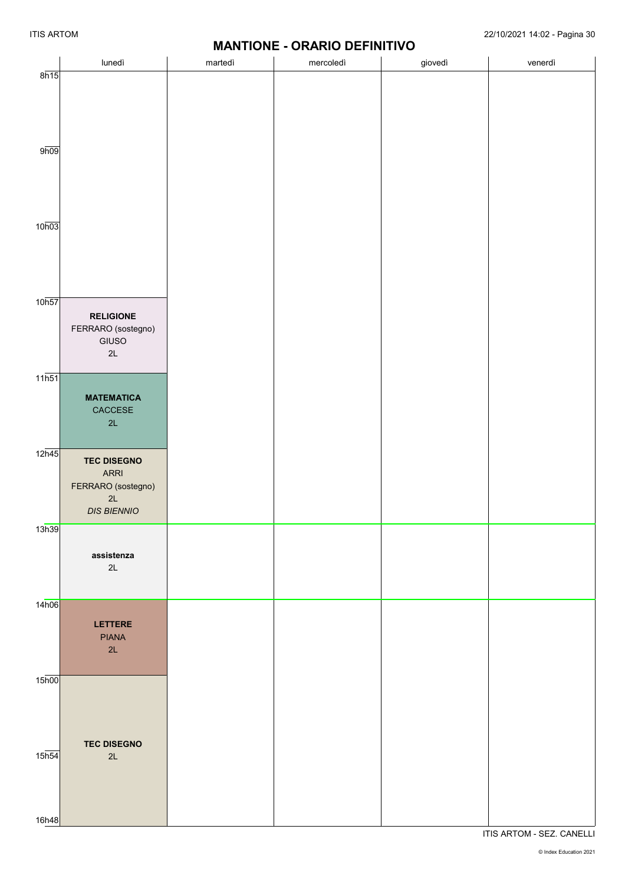# MANTIONE - ORARIO DEFINITIVO

| | lunedì | martedì | mercoledì | giovedì | venerdì |
|---|---|---|---|---|---|
| 8h15 | | | | | |
| 9h09 | | | | | |
| 10h03 | | | | | |
| 10h57 | **RELIGIONE** FERRARO (sostegno) GIUSO 2L | | | | |
| 11h51 | **MATEMATICA** CACCESE 2L | | | | |
| 12h45 | **TEC DISEGNO** ARRI FERRARO (sostegno) 2L *DIS BIENNIO* | | | | |
| 13h39 | **assistenza** 2L | | | | |
| 14h06 | **LETTERE** PIANA 2L | | | | |
| 15h00 | **TEC DISEGNO** 2L | | | | |
| 15h54 | | | | | |
| 16h48 | | | | | |

ITIS ARTOM - SEZ. CANELLI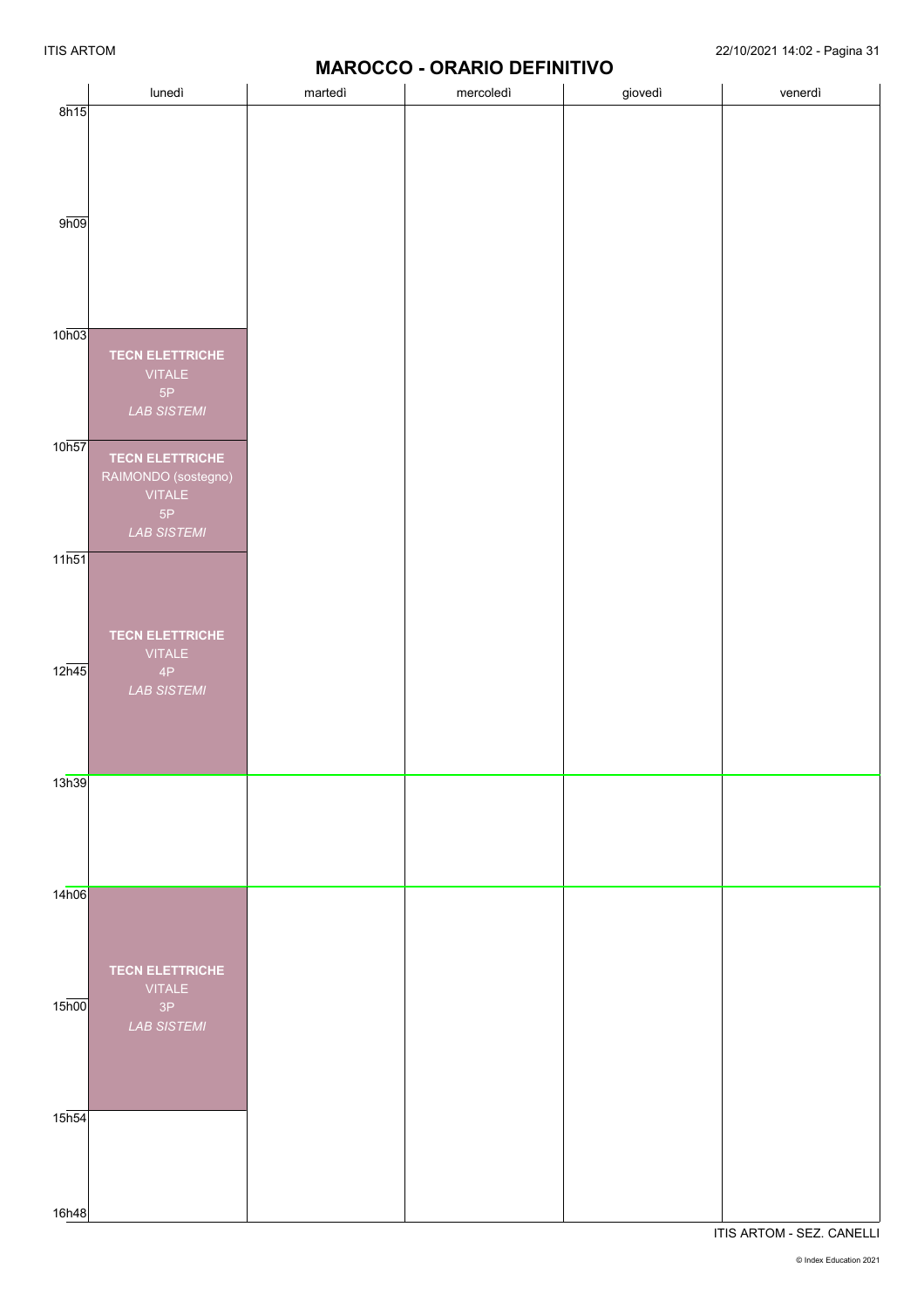# MAROCCO - ORARIO DEFINITIVO

| | lunedì | martedì | mercoledì | giovedì | venerdì |
|---|---|---|---|---|---|
| 8h15 | | | | | |
| 9h09 | | | | | |
| 10h03 | **TECN ELETTRICHE** VITALE 5P *LAB SISTEMI* | | | | |
| 10h57 | **TECN ELETTRICHE** RAIMONDO (sostegno) VITALE 5P *LAB SISTEMI* | | | | |
| 11h51 | **TECN ELETTRICHE** VITALE 4P *LAB SISTEMI* | | | | |
| 12h45 | **TECN ELETTRICHE** VITALE 4P *LAB SISTEMI* | | | | |
| 13h39 | | | | | |
| 14h06 | **TECN ELETTRICHE** VITALE 3P *LAB SISTEMI* | | | | |
| 15h00 | **TECN ELETTRICHE** VITALE 3P *LAB SISTEMI* | | | | |
| 15h54 | | | | | |
| 16h48 | | | | | |

ITIS ARTOM - SEZ. CANELLI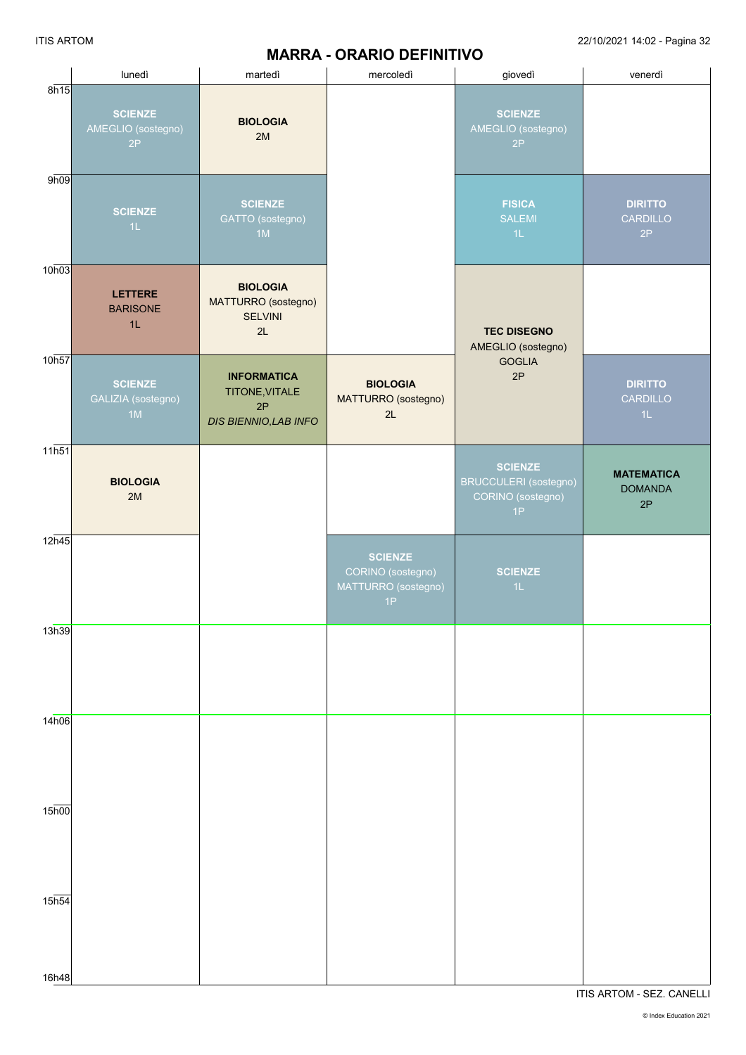# MARRA - ORARIO DEFINITIVO

| | lunedì | martedì | mercoledì | giovedì | venerdì |
|---|---|---|---|---|---|
| 8h15 | **SCIENZE** AMEGLIO (sostegno) 2P | **BIOLOGIA** 2M | | **SCIENZE** AMEGLIO (sostegno) 2P | |
| 9h09 | **SCIENZE** 1L | **SCIENZE** GATTO (sostegno) 1M | | **FISICA** SALEMI 1L | **DIRITTO** CARDILLO 2P |
| 10h03 | **LETTERE** BARISONE 1L | **BIOLOGIA** MATTURRO (sostegno) SELVINI 2L | | **TEC DISEGNO** AMEGLIO (sostegno) GOGLIA 2P | |
| 10h57 | **SCIENZE** GALIZIA (sostegno) 1M | **INFORMATICA** TITONE,VITALE 2P *DIS BIENNIO,LAB INFO* | **BIOLOGIA** MATTURRO (sostegno) 2L | | **DIRITTO** CARDILLO 1L |
| 11h51 | **BIOLOGIA** 2M | | | **SCIENZE** BRUCCULERI (sostegno) CORINO (sostegno) 1P | **MATEMATICA** DOMANDA 2P |
| 12h45 | | | **SCIENZE** CORINO (sostegno) MATTURRO (sostegno) 1P | **SCIENZE** 1L | |
| 13h39 | | | | | |
| 14h06 | | | | | |
| 15h00 | | | | | |
| 15h54 | | | | | |
| 16h48 | | | | | |

ITIS ARTOM - SEZ. CANELLI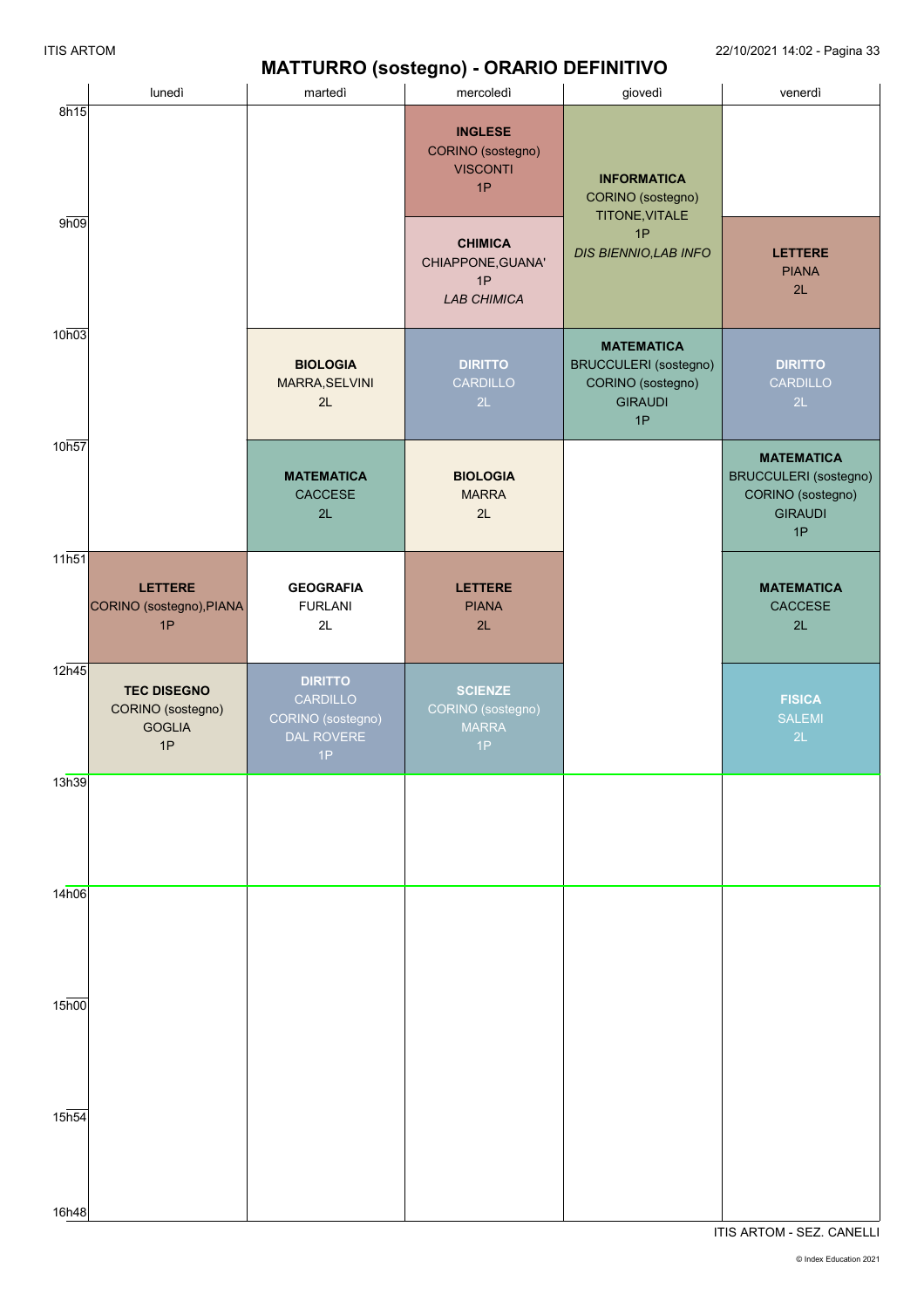# MATTURRO (sostegno) - ORARIO DEFINITIVO

| | lunedì | martedì | mercoledì | giovedì | venerdì |
|---|---|---|---|---|---|
| 8h15 | | | **INGLESE** CORINO (sostegno) VISCONTI 1P | **INFORMATICA** CORINO (sostegno) TITONE,VITALE 1P *DIS BIENNIO,LAB INFO* | |
| 9h09 | | | **CHIMICA** CHIAPPONE,GUANA' 1P *LAB CHIMICA* | | **LETTERE** PIANA 2L |
| 10h03 | | **BIOLOGIA** MARRA,SELVINI 2L | **DIRITTO** CARDILLO 2L | **MATEMATICA** BRUCCULERI (sostegno) CORINO (sostegno) GIRAUDI 1P | **DIRITTO** CARDILLO 2L |
| 10h57 | | **MATEMATICA** CACCESE 2L | **BIOLOGIA** MARRA 2L | | **MATEMATICA** BRUCCULERI (sostegno) CORINO (sostegno) GIRAUDI 1P |
| 11h51 | **LETTERE** CORINO (sostegno),PIANA 1P | **GEOGRAFIA** FURLANI 2L | **LETTERE** PIANA 2L | | **MATEMATICA** CACCESE 2L |
| 12h45 | **TEC DISEGNO** CORINO (sostegno) GOGLIA 1P | **DIRITTO** CARDILLO CORINO (sostegno) DAL ROVERE 1P | **SCIENZE** CORINO (sostegno) MARRA 1P | | **FISICA** SALEMI 2L |
| 13h39 | | | | | |
| 14h06 | | | | | |
| 15h00 | | | | | |
| 15h54 | | | | | |
| 16h48 | | | | | |

ITIS ARTOM - SEZ. CANELLI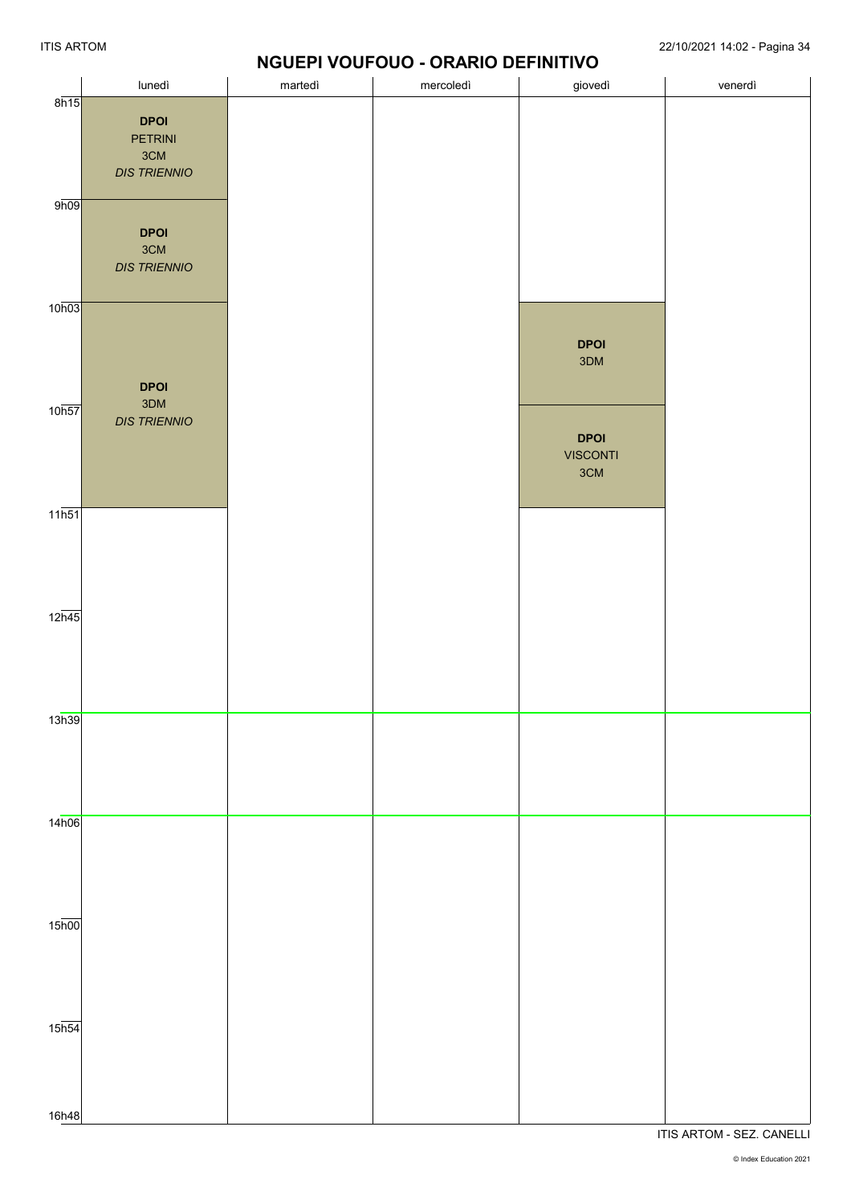# NGUEPI VOUFOUO - ORARIO DEFINITIVO

| | lunedì | martedì | mercoledì | giovedì | venerdì |
|---|---|---|---|---|---|
| 8h15 | **DPOI** PETRINI 3CM *DIS TRIENNIO* | | | | |
| 9h09 | **DPOI** 3CM *DIS TRIENNIO* | | | | |
| 10h03 | **DPOI** 3DM *DIS TRIENNIO* | | | **DPOI** 3DM | |
| 10h57 | | | | **DPOI** VISCONTI 3CM | |
| 11h51 | | | | | |
| 12h45 | | | | | |
| 13h39 | | | | | |
| 14h06 | | | | | |
| 15h00 | | | | | |
| 15h54 | | | | | |
| 16h48 | | | | | |

ITIS ARTOM - SEZ. CANELLI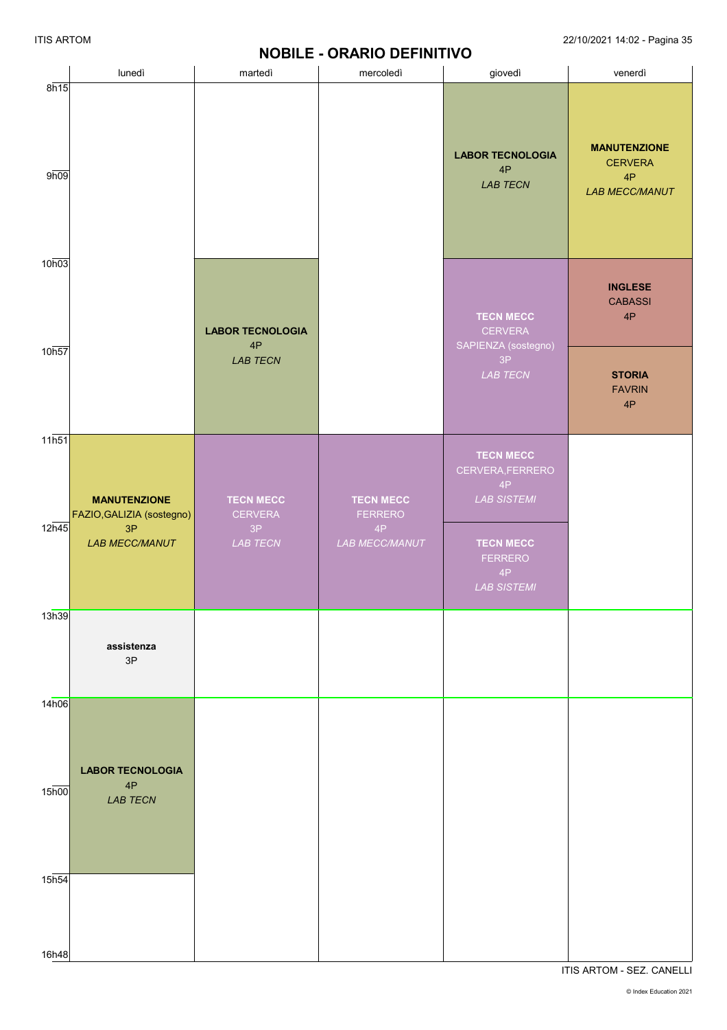# NOBILE - ORARIO DEFINITIVO

| | lunedì | martedì | mercoledì | giovedì | venerdì |
|---|---|---|---|---|---|
| 8h15 | | | | **LABOR TECNOLOGIA** 4P *LAB TECN* | **MANUTENZIONE** CERVERA 4P *LAB MECC/MANUT* |
| 9h09 | | | | | |
| 10h03 | | **LABOR TECNOLOGIA** 4P *LAB TECN* | | **TECN MECC** CERVERA SAPIENZA (sostegno) 3P *LAB TECN* | **INGLESE** CABASSI 4P |
| 10h57 | | | | | **STORIA** FAVRIN 4P |
| 11h51 | **MANUTENZIONE** FAZIO,GALIZIA (sostegno) 3P *LAB MECC/MANUT* | **TECN MECC** CERVERA 3P *LAB TECN* | **TECN MECC** FERRERO 4P *LAB MECC/MANUT* | **TECN MECC** CERVERA,FERRERO 4P *LAB SISTEMI* | |
| 12h45 | | | | **TECN MECC** FERRERO 4P *LAB SISTEMI* | |
| 13h39 | **assistenza** 3P | | | | |
| 14h06 | **LABOR TECNOLOGIA** 4P *LAB TECN* | | | | |
| 15h00 | | | | | |
| 15h54 | | | | | |
| 16h48 | | | | | |

ITIS ARTOM - SEZ. CANELLI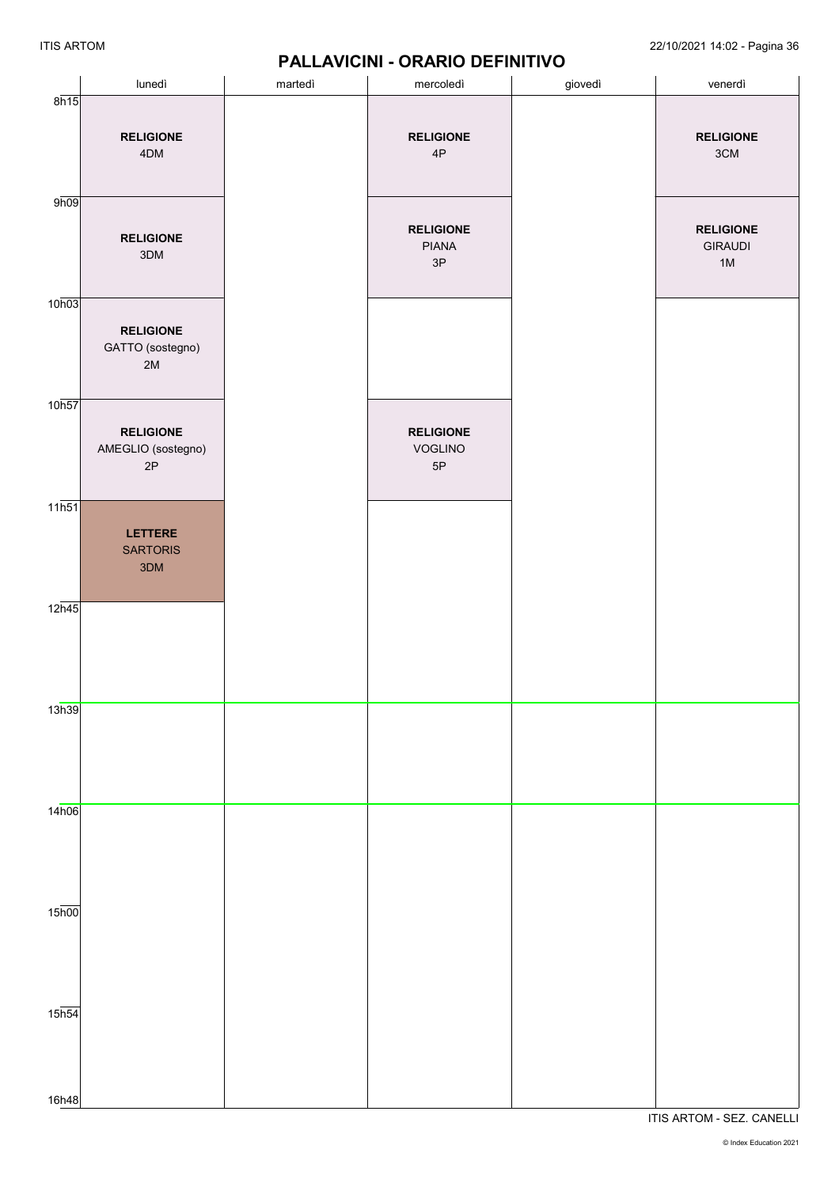# PALLAVICINI - ORARIO DEFINITIVO

| | lunedì | martedì | mercoledì | giovedì | venerdì |
|---|---|---|---|---|---|
| 8h15 | **RELIGIONE** 4DM | | **RELIGIONE** 4P | | **RELIGIONE** 3CM |
| 9h09 | **RELIGIONE** 3DM | | **RELIGIONE** PIANA 3P | | **RELIGIONE** GIRAUDI 1M |
| 10h03 | **RELIGIONE** GATTO (sostegno) 2M | | | | |
| 10h57 | **RELIGIONE** AMEGLIO (sostegno) 2P | | **RELIGIONE** VOGLINO 5P | | |
| 11h51 | **LETTERE** SARTORIS 3DM | | | | |
| 12h45 | | | | | |
| 13h39 | | | | | |
| 14h06 | | | | | |
| 15h00 | | | | | |
| 15h54 | | | | | |
| 16h48 | | | | | |

ITIS ARTOM - SEZ. CANELLI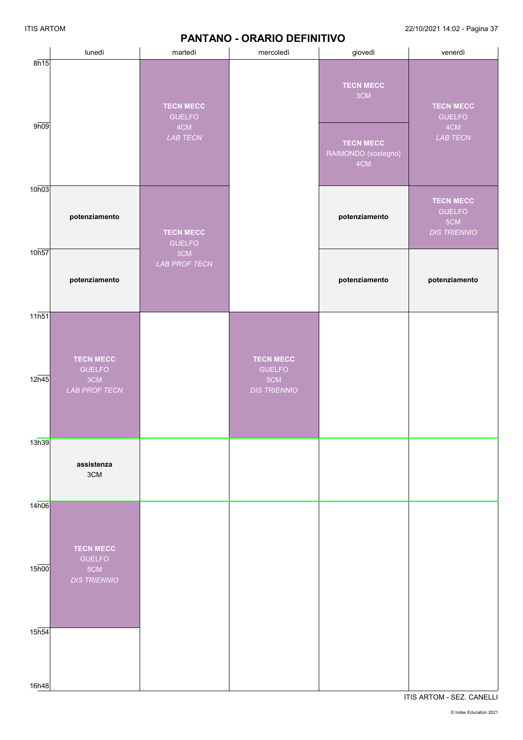# PANTANO - ORARIO DEFINITIVO

| | lunedì | martedì | mercoledì | giovedì | venerdì |
|---|---|---|---|---|---|
| 8h15 | | **TECN MECC** GUELFO 4CM *LAB TECN* | | **TECN MECC** 3CM | **TECN MECC** GUELFO 4CM *LAB TECN* |
| 9h09 | | | | **TECN MECC** RAIMONDO (sostegno) 4CM | |
| 10h03 | **potenziamento** | **TECN MECC** GUELFO 3CM *LAB PROF TECN* | | **potenziamento** | **TECN MECC** GUELFO 5CM *DIS TRIENNIO* |
| 10h57 | **potenziamento** | | | **potenziamento** | **potenziamento** |
| 11h51 | **TECN MECC** GUELFO 3CM *LAB PROF TECN* | | **TECN MECC** GUELFO 5CM *DIS TRIENNIO* | | |
| 12h45 | | | | | |
| 13h39 | **assistenza** 3CM | | | | |
| 14h06 | **TECN MECC** GUELFO 5CM *DIS TRIENNIO* | | | | |
| 15h00 | | | | | |
| 15h54 | | | | | |
| 16h48 | | | | | |

ITIS ARTOM - SEZ. CANELLI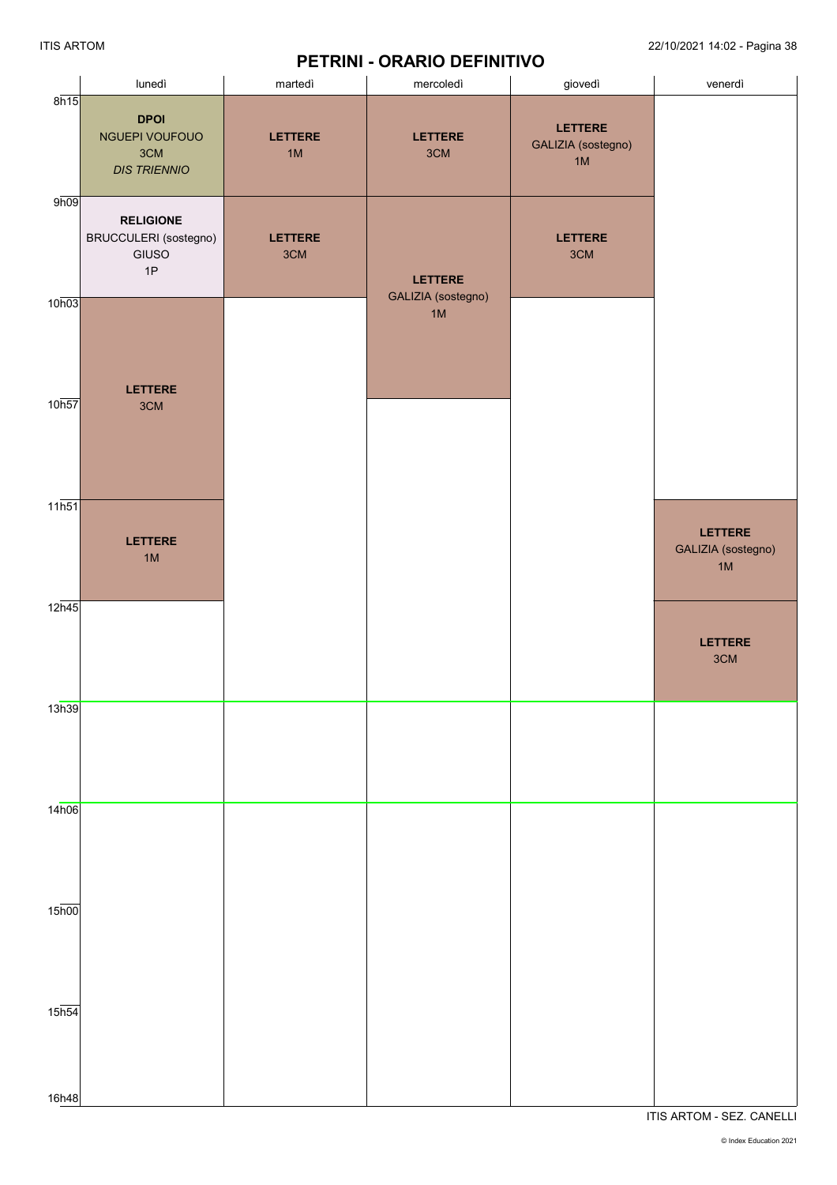# PETRINI - ORARIO DEFINITIVO

| | lunedì | martedì | mercoledì | giovedì | venerdì |
|---|---|---|---|---|---|
| 8h15 | **DPOI** NGUEPI VOUFOUO 3CM *DIS TRIENNIO* | **LETTERE** 1M | **LETTERE** 3CM | **LETTERE** GALIZIA (sostegno) 1M | |
| 9h09 | **RELIGIONE** BRUCCULERI (sostegno) GIUSO 1P | **LETTERE** 3CM | **LETTERE** GALIZIA (sostegno) 1M | **LETTERE** 3CM | |
| 10h03 | **LETTERE** 3CM | | | | |
| 10h57 | | | | | |
| 11h51 | **LETTERE** 1M | | | | **LETTERE** GALIZIA (sostegno) 1M |
| 12h45 | | | | | **LETTERE** 3CM |
| 13h39 | | | | | |
| 14h06 | | | | | |
| 15h00 | | | | | |
| 15h54 | | | | | |
| 16h48 | | | | | |

ITIS ARTOM - SEZ. CANELLI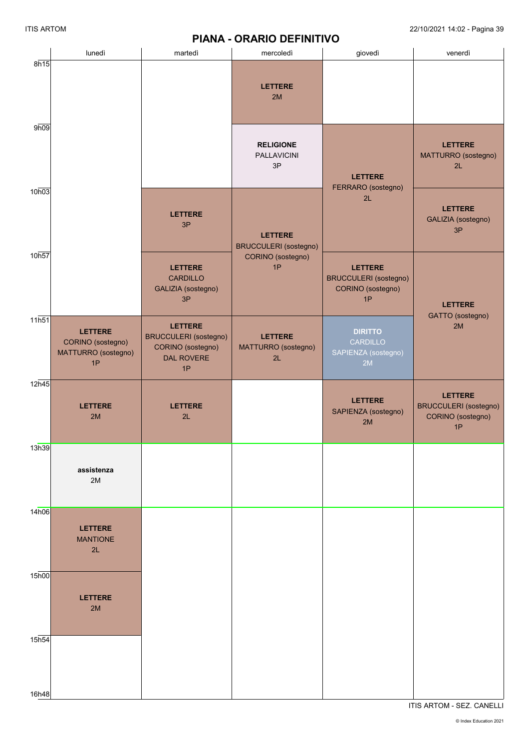# PIANA - ORARIO DEFINITIVO

| | lunedì | martedì | mercoledì | giovedì | venerdì |
|---|---|---|---|---|---|
| 8h15 | | | **LETTERE** 2M | | |
| 9h09 | | | **RELIGIONE** PALLAVICINI 3P | **LETTERE** FERRARO (sostegno) 2L | **LETTERE** MATTURRO (sostegno) 2L |
| 10h03 | | **LETTERE** 3P | **LETTERE** BRUCCULERI (sostegno) CORINO (sostegno) 1P | | **LETTERE** GALIZIA (sostegno) 3P |
| 10h57 | | **LETTERE** CARDILLO GALIZIA (sostegno) 3P | | **LETTERE** BRUCCULERI (sostegno) CORINO (sostegno) 1P | **LETTERE** GATTO (sostegno) 2M |
| 11h51 | **LETTERE** CORINO (sostegno) MATTURRO (sostegno) 1P | **LETTERE** BRUCCULERI (sostegno) CORINO (sostegno) DAL ROVERE 1P | **LETTERE** MATTURRO (sostegno) 2L | **DIRITTO** CARDILLO SAPIENZA (sostegno) 2M | |
| 12h45 | **LETTERE** 2M | **LETTERE** 2L | | **LETTERE** SAPIENZA (sostegno) 2M | **LETTERE** BRUCCULERI (sostegno) CORINO (sostegno) 1P |
| 13h39 | **assistenza** 2M | | | | |
| 14h06 | **LETTERE** MANTIONE 2L | | | | |
| 15h00 | **LETTERE** 2M | | | | |
| 15h54 | | | | | |
| 16h48 | | | | | |

ITIS ARTOM - SEZ. CANELLI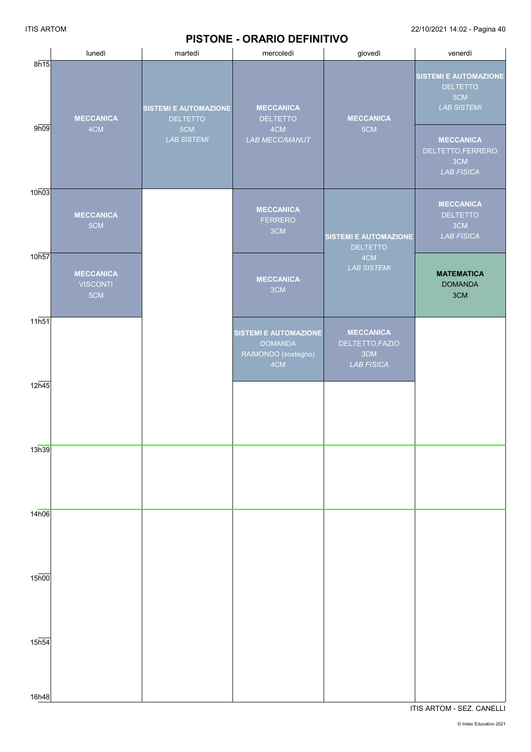# PISTONE - ORARIO DEFINITIVO

| | lunedì | martedì | mercoledì | giovedì | venerdì |
|---|---|---|---|---|---|
| 8h15 | **MECCANICA** 4CM | **SISTEMI E AUTOMAZIONE** DELTETTO 5CM *LAB SISTEMI* | **MECCANICA** DELTETTO 4CM *LAB MECC/MANUT* | **MECCANICA** 5CM | **SISTEMI E AUTOMAZIONE** DELTETTO 5CM *LAB SISTEMI* |
| 9h09 | | | | | **MECCANICA** DELTETTO,FERRERO 3CM *LAB FISICA* |
| 10h03 | **MECCANICA** 5CM | | **MECCANICA** FERRERO 3CM | **SISTEMI E AUTOMAZIONE** DELTETTO 4CM *LAB SISTEMI* | **MECCANICA** DELTETTO 3CM *LAB FISICA* |
| 10h57 | **MECCANICA** VISCONTI 5CM | | **MECCANICA** 3CM | | **MATEMATICA** DOMANDA 3CM |
| 11h51 | | | **SISTEMI E AUTOMAZIONE** DOMANDA RAIMONDO (sostegno) 4CM | **MECCANICA** DELTETTO,FAZIO 3DM *LAB FISICA* | |
| 12h45 | | | | | |
| 13h39 | | | | | |
| 14h06 | | | | | |
| 15h00 | | | | | |
| 15h54 | | | | | |
| 16h48 | | | | | |

ITIS ARTOM - SEZ. CANELLI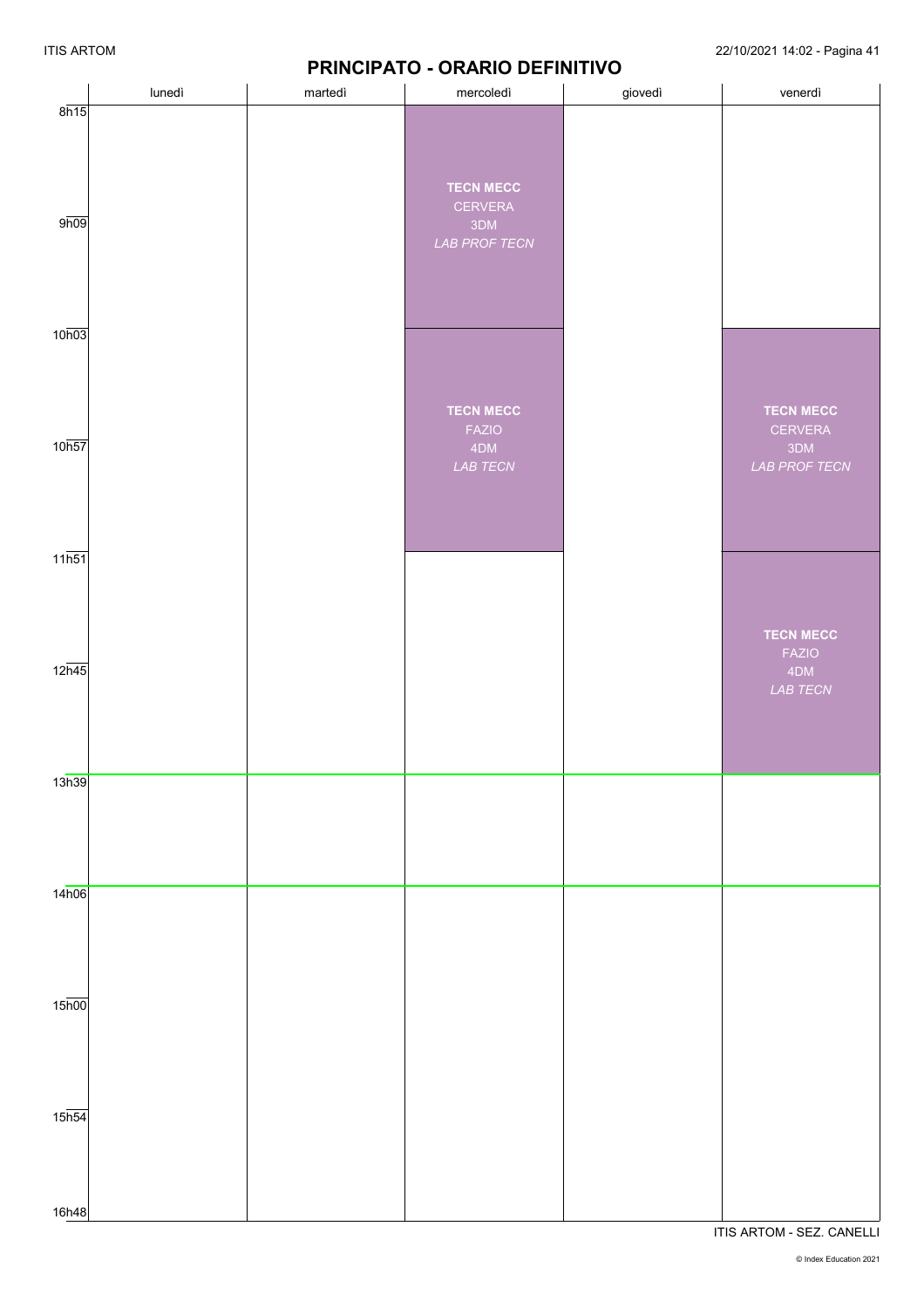# PRINCIPATO - ORARIO DEFINITIVO

| | lunedì | martedì | mercoledì | giovedì | venerdì |
|---|---|---|---|---|---|
| 8h15 | | | **TECN MECC** CERVERA 3DM *LAB PROF TECN* | | |
| 9h09 | | | | | |
| 10h03 | | | **TECN MECC** FAZIO 4DM *LAB TECN* | | **TECN MECC** CERVERA 3DM *LAB PROF TECN* |
| 10h57 | | | | | |
| 11h51 | | | | | **TECN MECC** FAZIO 4DM *LAB TECN* |
| 12h45 | | | | | |
| 13h39 | | | | | |
| 14h06 | | | | | |
| 15h00 | | | | | |
| 15h54 | | | | | |
| 16h48 | | | | | |

ITIS ARTOM - SEZ. CANELLI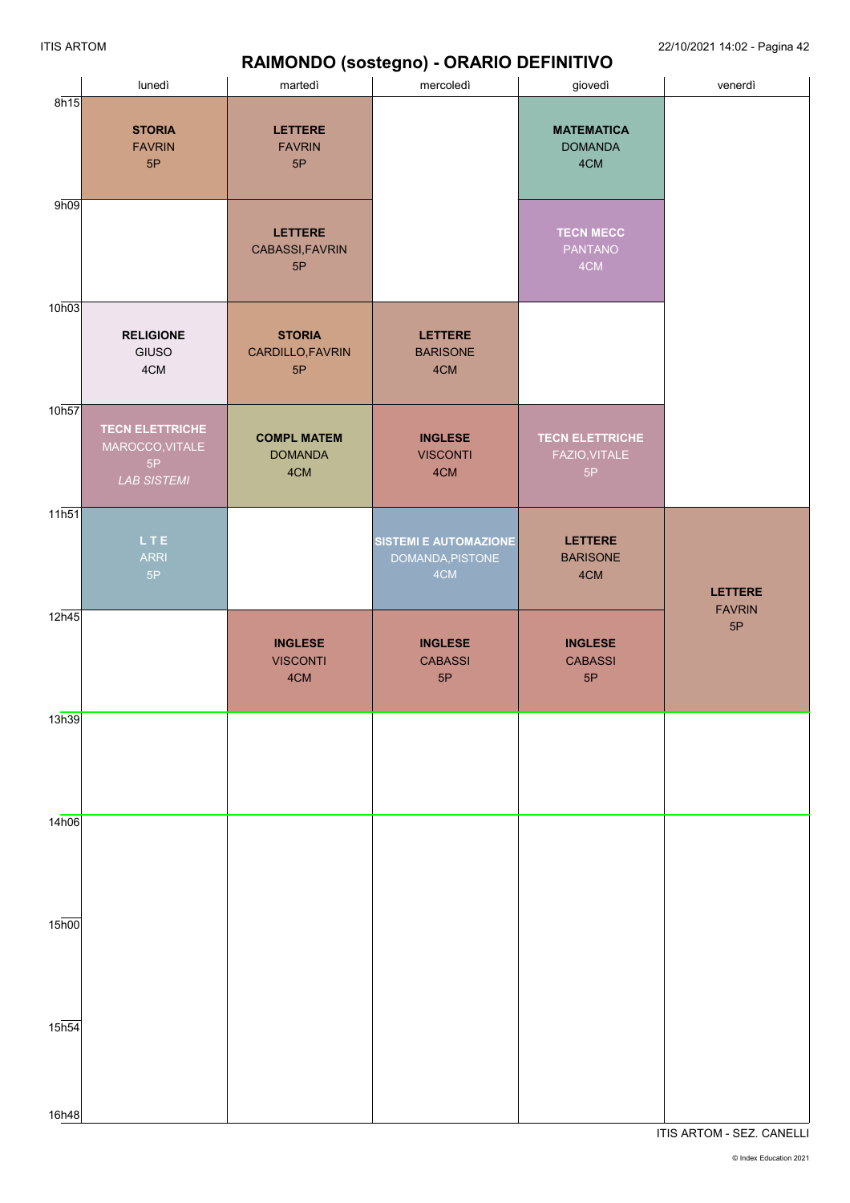# RAIMONDO (sostegno) - ORARIO DEFINITIVO

| | lunedì | martedì | mercoledì | giovedì | venerdì |
|---|---|---|---|---|---|
| 8h15 | **STORIA** FAVRIN 5P | **LETTERE** FAVRIN 5P | | **MATEMATICA** DOMANDA 4CM | |
| 9h09 | | **LETTERE** CABASSI,FAVRIN 5P | | **TECN MECC** PANTANO 4CM | |
| 10h03 | **RELIGIONE** GIUSO 4CM | **STORIA** CARDILLO,FAVRIN 5P | **LETTERE** BARISONE 4CM | | |
| 10h57 | **TECN ELETTRICHE** MAROCCO,VITALE 5P *LAB SISTEMI* | **COMPL MATEM** DOMANDA 4CM | **INGLESE** VISCONTI 4CM | **TECN ELETTRICHE** FAZIO,VITALE 5P | |
| 11h51 | **L T E** ARRI 5P | | **SISTEMI E AUTOMAZIONE** DOMANDA,PISTONE 4CM | **LETTERE** BARISONE 4CM | **LETTERE** FAVRIN 5P |
| 12h45 | | **INGLESE** VISCONTI 4CM | **INGLESE** CABASSI 5P | **INGLESE** CABASSI 5P | |
| 13h39 | | | | | |
| 14h06 | | | | | |
| 15h00 | | | | | |
| 15h54 | | | | | |
| 16h48 | | | | | |

ITIS ARTOM - SEZ. CANELLI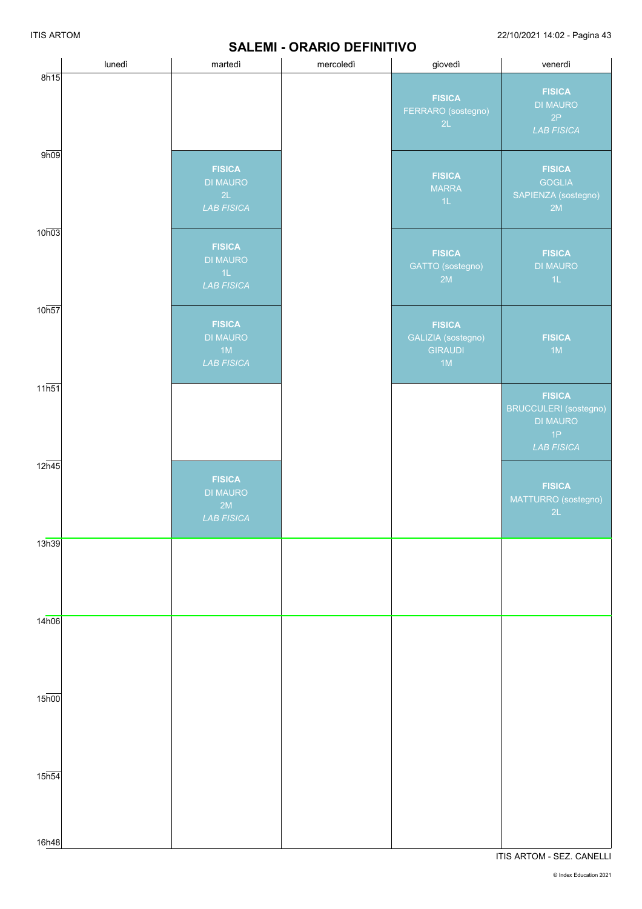## SALEMI - ORARIO DEFINITIVO

| | lunedì | martedì | mercoledì | giovedì | venerdì |
|---|---|---|---|---|---|
| 8h15 | | | | **FISICA** FERRARO (sostegno) 2L | **FISICA** DI MAURO 2P *LAB FISICA* |
| 9h09 | | **FISICA** DI MAURO 2L *LAB FISICA* | | **FISICA** MARRA 1L | **FISICA** GOGLIA SAPIENZA (sostegno) 2M |
| 10h03 | | **FISICA** DI MAURO 1L *LAB FISICA* | | **FISICA** GATTO (sostegno) 2M | **FISICA** DI MAURO 1L |
| 10h57 | | **FISICA** DI MAURO 1M *LAB FISICA* | | **FISICA** GALIZIA (sostegno) GIRAUDI 1M | **FISICA** 1M |
| 11h51 | | | | | **FISICA** BRUCCULERI (sostegno) DI MAURO 1P *LAB FISICA* |
| 12h45 | | **FISICA** DI MAURO 2M *LAB FISICA* | | | **FISICA** MATTURRO (sostegno) 2L |
| 13h39 | | | | | |
| 14h06 | | | | | |
| 15h00 | | | | | |
| 15h54 | | | | | |
| 16h48 | | | | | |

ITIS ARTOM - SEZ. CANELLI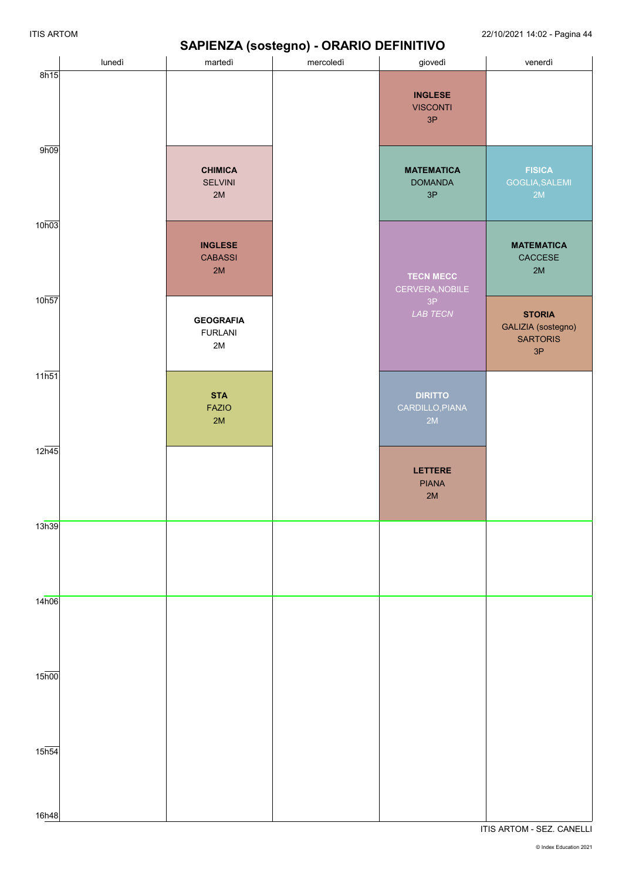# SAPIENZA (sostegno) - ORARIO DEFINITIVO

| | lunedì | martedì | mercoledì | giovedì | venerdì |
|---|---|---|---|---|---|
| 8h15 | | | | **INGLESE** VISCONTI 3P | |
| 9h09 | | **CHIMICA** SELVINI 2M | | **MATEMATICA** DOMANDA 3P | **FISICA** GOGLIA,SALEMI 2M |
| 10h03 | | **INGLESE** CABASSI 2M | | **TECN MECC** CERVERA,NOBILE 3P *LAB TECN* | **MATEMATICA** CACCESE 2M |
| 10h57 | | **GEOGRAFIA** FURLANI 2M | | | **STORIA** GALIZIA (sostegno) SARTORIS 3P |
| 11h51 | | **STA** FAZIO 2M | | **DIRITTO** CARDILLO,PIANA 2M | |
| 12h45 | | | | **LETTERE** PIANA 2M | |
| 13h39 | | | | | |
| 14h06 | | | | | |
| 15h00 | | | | | |
| 15h54 | | | | | |
| 16h48 | | | | | |

ITIS ARTOM - SEZ. CANELLI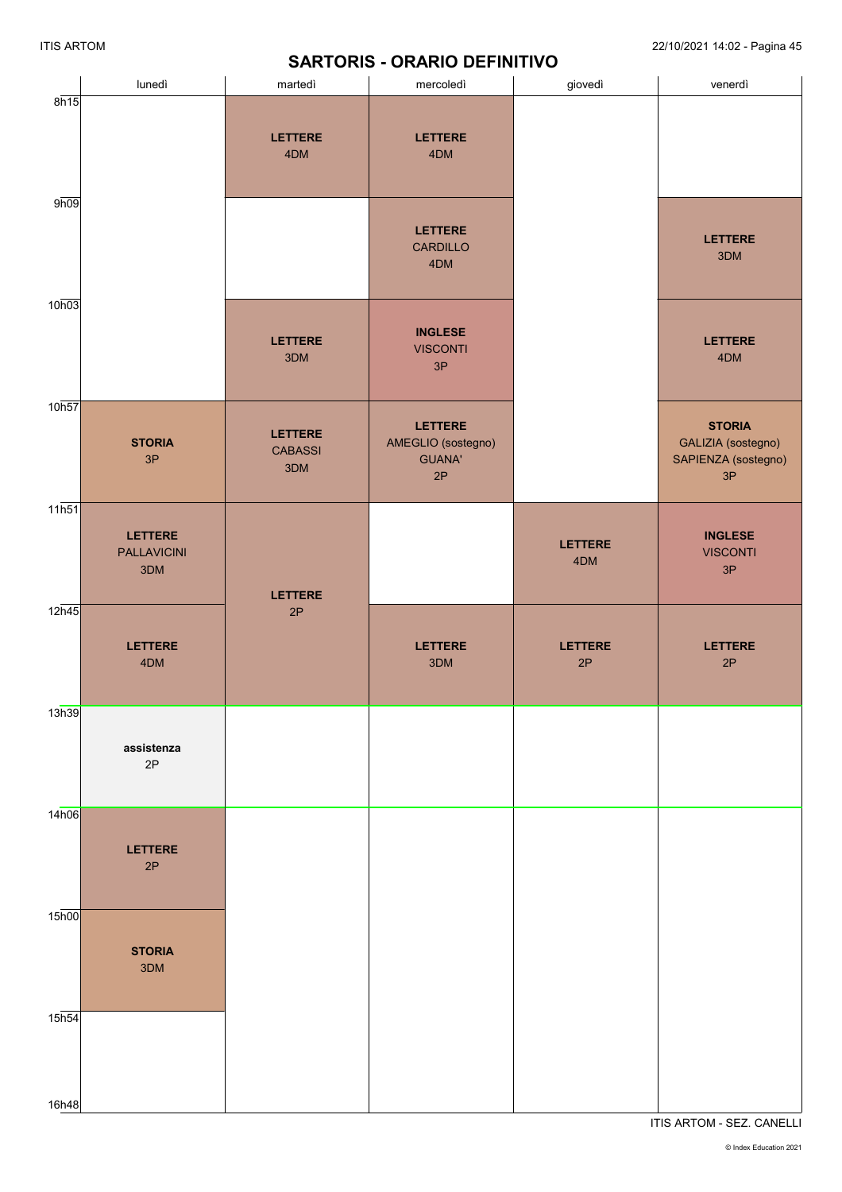# SARTORIS - ORARIO DEFINITIVO

| | lunedì | martedì | mercoledì | giovedì | venerdì |
|---|---|---|---|---|---|
| 8h15 | | **LETTERE** 4DM | **LETTERE** 4DM | | |
| 9h09 | | | **LETTERE** CARDILLO 4DM | | **LETTERE** 3DM |
| 10h03 | | **LETTERE** 3DM | **INGLESE** VISCONTI 3P | | **LETTERE** 4DM |
| 10h57 | **STORIA** 3P | **LETTERE** CABASSI 3DM | **LETTERE** AMEGLIO (sostegno) GUANA' 2P | | **STORIA** GALIZIA (sostegno) SAPIENZA (sostegno) 3P |
| 11h51 | **LETTERE** PALLAVICINI 3DM | **LETTERE** 2P | | **LETTERE** 4DM | **INGLESE** VISCONTI 3P |
| 12h45 | **LETTERE** 4DM | **LETTERE** 2P | **LETTERE** 3DM | **LETTERE** 2P | **LETTERE** 2P |
| 13h39 | **assistenza** 2P | | | | |
| 14h06 | **LETTERE** 2P | | | | |
| 15h00 | **STORIA** 3DM | | | | |
| 15h54 | | | | | |
| 16h48 | | | | | |

ITIS ARTOM - SEZ. CANELLI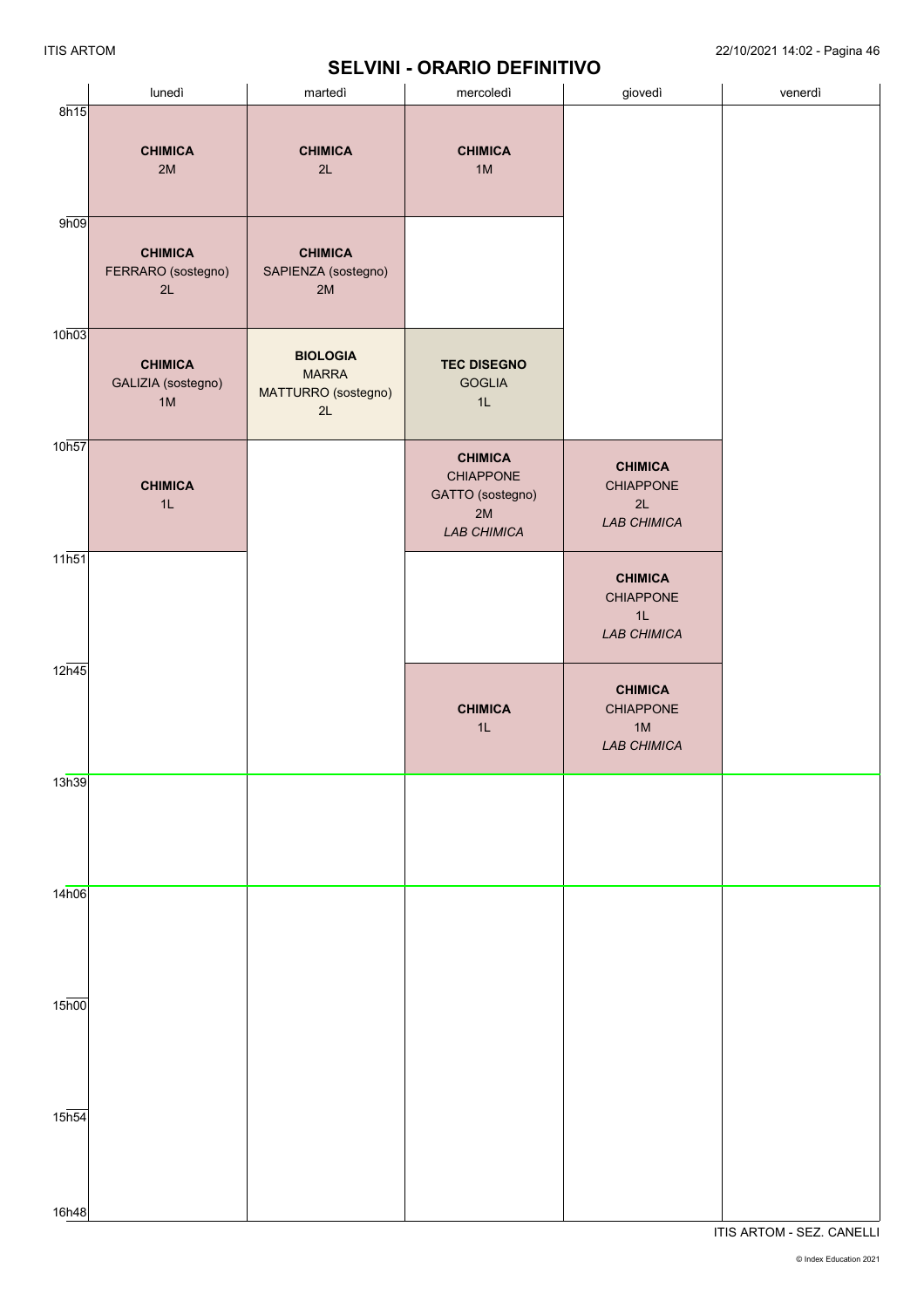# SELVINI - ORARIO DEFINITIVO

| | lunedì | martedì | mercoledì | giovedì | venerdì |
|---|---|---|---|---|---|
| 8h15 | **CHIMICA** 2M | **CHIMICA** 2L | **CHIMICA** 1M | | |
| 9h09 | **CHIMICA** FERRARO (sostegno) 2L | **CHIMICA** SAPIENZA (sostegno) 2M | | | |
| 10h03 | **CHIMICA** GALIZIA (sostegno) 1M | **BIOLOGIA** MARRA MATTURRO (sostegno) 2L | **TEC DISEGNO** GOGLIA 1L | | |
| 10h57 | **CHIMICA** 1L | | **CHIMICA** CHIAPPONE GATTO (sostegno) 2M *LAB CHIMICA* | **CHIMICA** CHIAPPONE 2L *LAB CHIMICA* | |
| 11h51 | | | | **CHIMICA** CHIAPPONE 1L *LAB CHIMICA* | |
| 12h45 | | | **CHIMICA** 1L | **CHIMICA** CHIAPPONE 1M *LAB CHIMICA* | |
| 13h39 | | | | | |
| 14h06 | | | | | |
| 15h00 | | | | | |
| 15h54 | | | | | |
| 16h48 | | | | | |

ITIS ARTOM - SEZ. CANELLI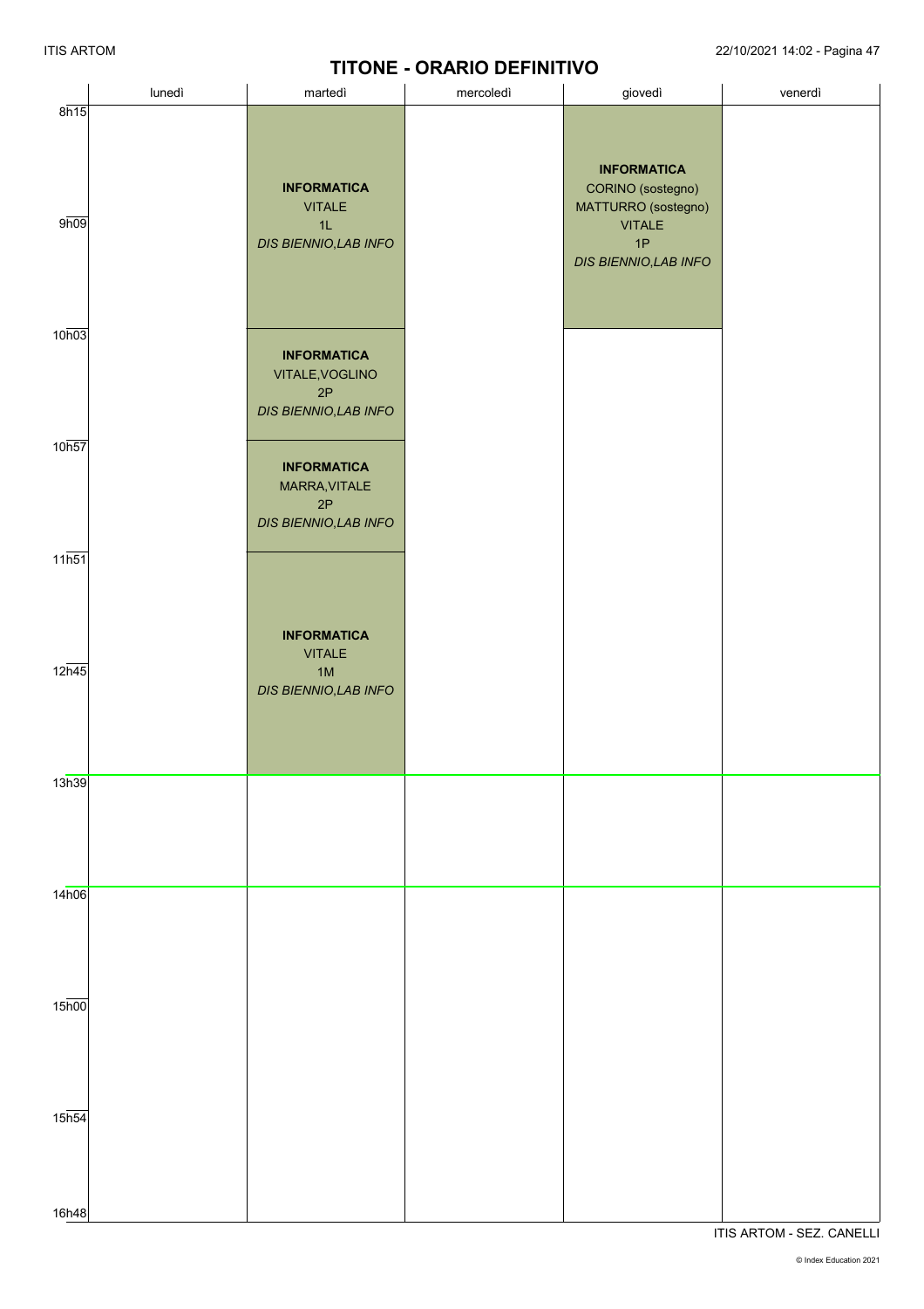# TITONE - ORARIO DEFINITIVO

| | lunedì | martedì | mercoledì | giovedì | venerdì |
|---|---|---|---|---|---|
| 8h15 | | **INFORMATICA** VITALE 1L *DIS BIENNIO,LAB INFO* | | **INFORMATICA** CORINO (sostegno) MATTURRO (sostegno) VITALE 1P *DIS BIENNIO,LAB INFO* | |
| 9h09 | | | | | |
| 10h03 | | **INFORMATICA** VITALE,VOGLINO 2P *DIS BIENNIO,LAB INFO* | | | |
| 10h57 | | **INFORMATICA** MARRA,VITALE 2P *DIS BIENNIO,LAB INFO* | | | |
| 11h51 | | **INFORMATICA** VITALE 1M *DIS BIENNIO,LAB INFO* | | | |
| 12h45 | | | | | |
| 13h39 | | | | | |
| 14h06 | | | | | |
| 15h00 | | | | | |
| 15h54 | | | | | |
| 16h48 | | | | | |

ITIS ARTOM - SEZ. CANELLI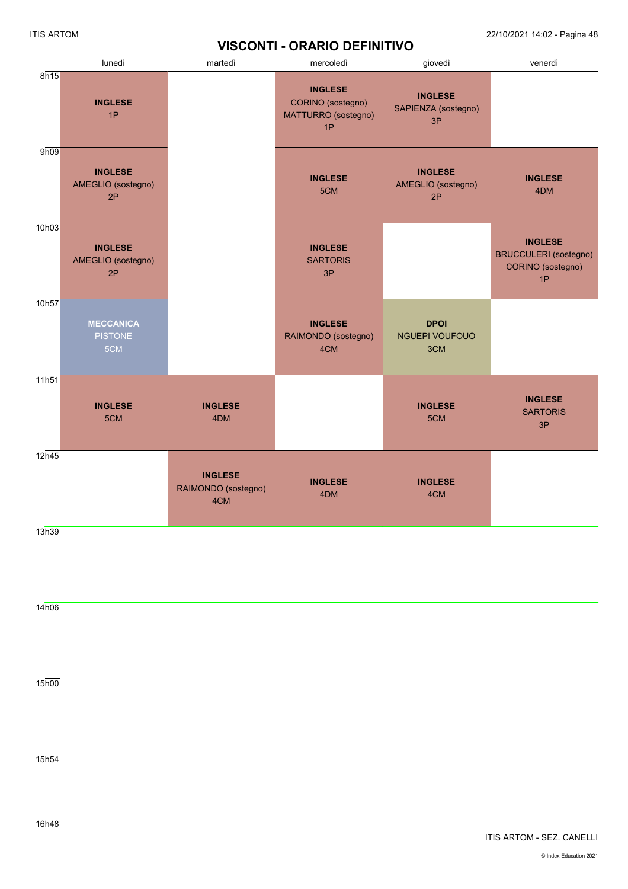# VISCONTI - ORARIO DEFINITIVO

| | lunedì | martedì | mercoledì | giovedì | venerdì |
|---|---|---|---|---|---|
| 8h15 | **INGLESE** 1P | | **INGLESE** CORINO (sostegno) MATTURRO (sostegno) 1P | **INGLESE** SAPIENZA (sostegno) 3P | |
| 9h09 | **INGLESE** AMEGLIO (sostegno) 2P | | **INGLESE** 5CM | **INGLESE** AMEGLIO (sostegno) 2P | **INGLESE** 4DM |
| 10h03 | **INGLESE** AMEGLIO (sostegno) 2P | | **INGLESE** SARTORIS 3P | | **INGLESE** BRUCCULERI (sostegno) CORINO (sostegno) 1P |
| 10h57 | **MECCANICA** PISTONE 5CM | | **INGLESE** RAIMONDO (sostegno) 4CM | **DPOI** NGUEPI VOUFOUO 3CM | |
| 11h51 | **INGLESE** 5CM | **INGLESE** 4DM | | **INGLESE** 5CM | **INGLESE** SARTORIS 3P |
| 12h45 | | **INGLESE** RAIMONDO (sostegno) 4CM | **INGLESE** 4DM | **INGLESE** 4CM | |
| 13h39 | | | | | |
| 14h06 | | | | | |
| 15h00 | | | | | |
| 15h54 | | | | | |
| 16h48 | | | | | |

ITIS ARTOM - SEZ. CANELLI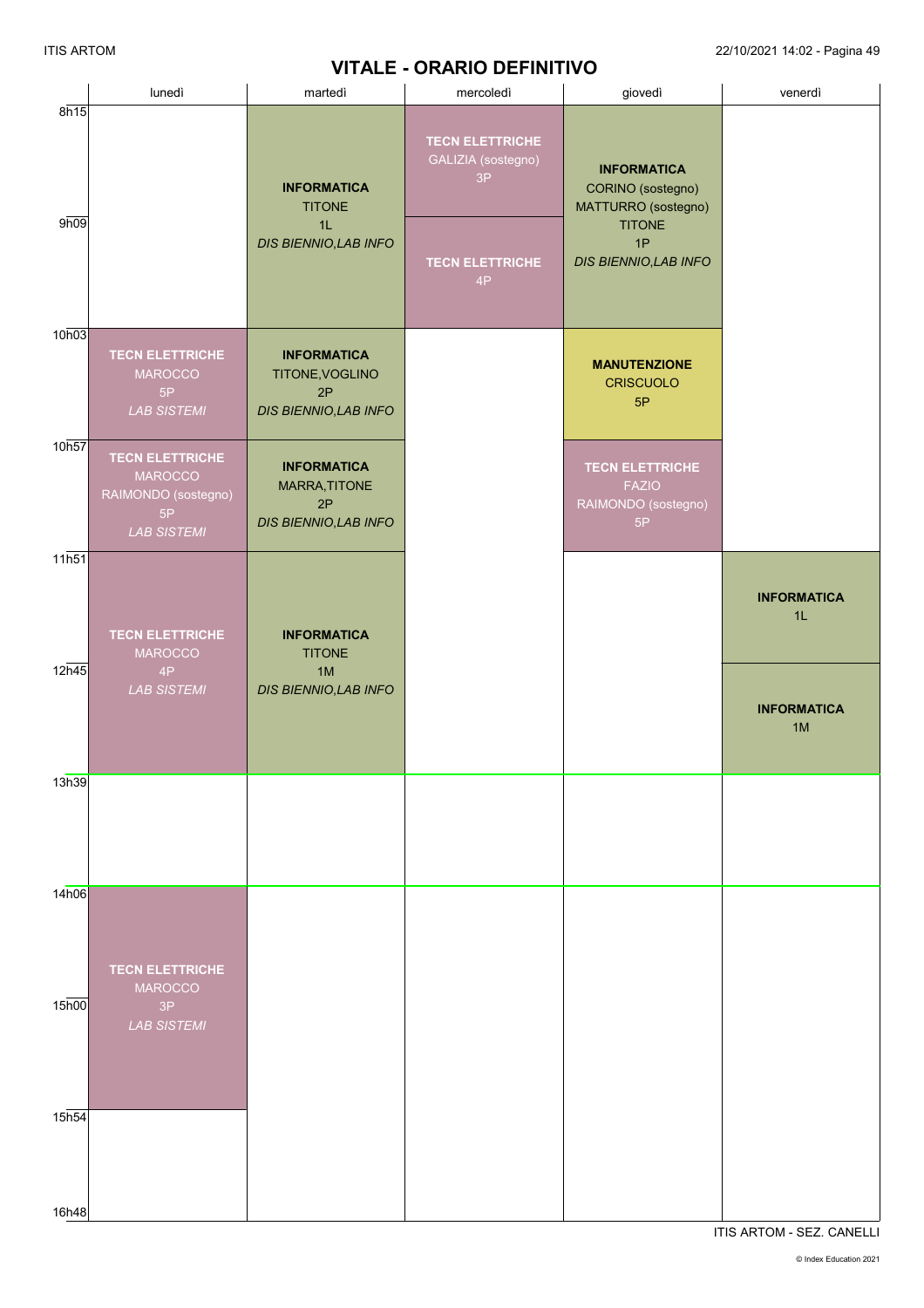## VITALE - ORARIO DEFINITIVO

| | lunedì | martedì | mercoledì | giovedì | venerdì |
|---|---|---|---|---|---|
| 8h15 | | **INFORMATICA** TITONE 1L *DIS BIENNIO,LAB INFO* | **TECN ELETTRICHE** GALIZIA (sostegno) 3P | **INFORMATICA** CORINO (sostegno) MATTURRO (sostegno) TITONE 1P *DIS BIENNIO,LAB INFO* | |
| 9h09 | | | **TECN ELETTRICHE** 4P | | |
| 10h03 | **TECN ELETTRICHE** MAROCCO 5P *LAB SISTEMI* | **INFORMATICA** TITONE,VOGLINO 2P *DIS BIENNIO,LAB INFO* | | **MANUTENZIONE** CRISCUOLO 5P | |
| 10h57 | **TECN ELETTRICHE** MAROCCO RAIMONDO (sostegno) 5P *LAB SISTEMI* | **INFORMATICA** MARRA,TITONE 2P *DIS BIENNIO,LAB INFO* | | **TECN ELETTRICHE** FAZIO RAIMONDO (sostegno) 5P | |
| 11h51 | **TECN ELETTRICHE** MAROCCO 4P *LAB SISTEMI* | **INFORMATICA** TITONE 1M *DIS BIENNIO,LAB INFO* | | | **INFORMATICA** 1L |
| 12h45 | | | | | **INFORMATICA** 1M |
| 13h39 | | | | | |
| 14h06 | **TECN ELETTRICHE** MAROCCO 3P *LAB SISTEMI* | | | | |
| 15h00 | | | | | |
| 15h54 | | | | | |
| 16h48 | | | | | |

ITIS ARTOM - SEZ. CANELLI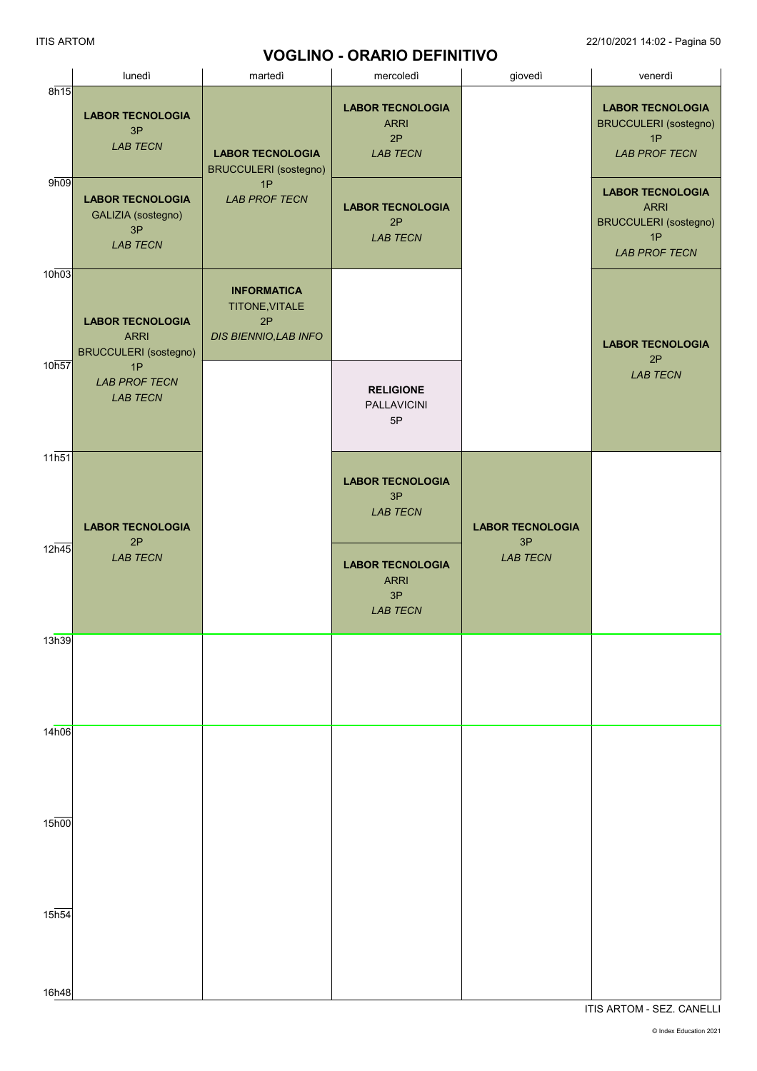# VOGLINO - ORARIO DEFINITIVO

| | lunedì | martedì | mercoledì | giovedì | venerdì |
|---|---|---|---|---|---|
| 8h15 | **LABOR TECNOLOGIA** 3P *LAB TECN* | **LABOR TECNOLOGIA** BRUCCULERI (sostegno) 1P *LAB PROF TECN* | **LABOR TECNOLOGIA** ARRI 2P *LAB TECN* | | **LABOR TECNOLOGIA** BRUCCULERI (sostegno) 1P *LAB PROF TECN* |
| 9h09 | **LABOR TECNOLOGIA** GALIZIA (sostegno) 3P *LAB TECN* | | **LABOR TECNOLOGIA** 2P *LAB TECN* | | **LABOR TECNOLOGIA** ARRI BRUCCULERI (sostegno) 1P *LAB PROF TECN* |
| 10h03 | **LABOR TECNOLOGIA** ARRI BRUCCULERI (sostegno) 1P *LAB PROF TECN* *LAB TECN* | **INFORMATICA** TITONE,VITALE 2P *DIS BIENNIO,LAB INFO* | | | **LABOR TECNOLOGIA** 2P *LAB TECN* |
| 10h57 | | | **RELIGIONE** PALLAVICINI 5P | | |
| 11h51 | **LABOR TECNOLOGIA** 2P *LAB TECN* | | **LABOR TECNOLOGIA** 3P *LAB TECN* | **LABOR TECNOLOGIA** 3P *LAB TECN* | |
| 12h45 | | | **LABOR TECNOLOGIA** ARRI 3P *LAB TECN* | | |
| 13h39 | | | | | |
| 14h06 | | | | | |
| 15h00 | | | | | |
| 15h54 | | | | | |
| 16h48 | | | | | |

ITIS ARTOM - SEZ. CANELLI